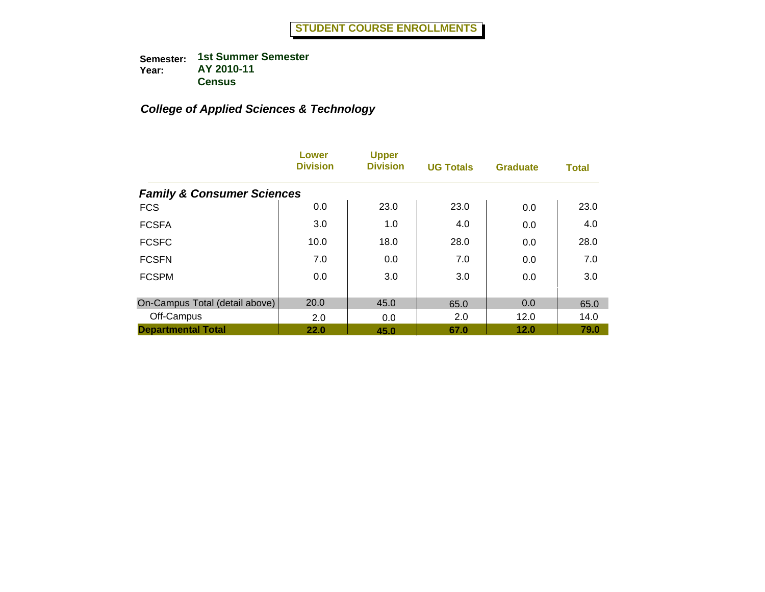# STUDENT COURSE ENROLLMENTS

**Semester:** **1st Summer Semester**
**Year:** **AY 2010-11**
**Census**

## *College of Applied Sciences & Technology*

| | Lower Division | Upper Division | UG Totals | Graduate | Total |
|---|---|---|---|---|---|
| ***Family & Consumer Sciences*** | | | | | |
| FCS | 0.0 | 23.0 | 23.0 | 0.0 | 23.0 |
| FCSFA | 3.0 | 1.0 | 4.0 | 0.0 | 4.0 |
| FCSFC | 10.0 | 18.0 | 28.0 | 0.0 | 28.0 |
| FCSFN | 7.0 | 0.0 | 7.0 | 0.0 | 7.0 |
| FCSPM | 0.0 | 3.0 | 3.0 | 0.0 | 3.0 |
| On-Campus Total (detail above) | 20.0 | 45.0 | 65.0 | 0.0 | 65.0 |
| Off-Campus | 2.0 | 0.0 | 2.0 | 12.0 | 14.0 |
| **Departmental Total** | **22.0** | **45.0** | **67.0** | **12.0** | **79.0** |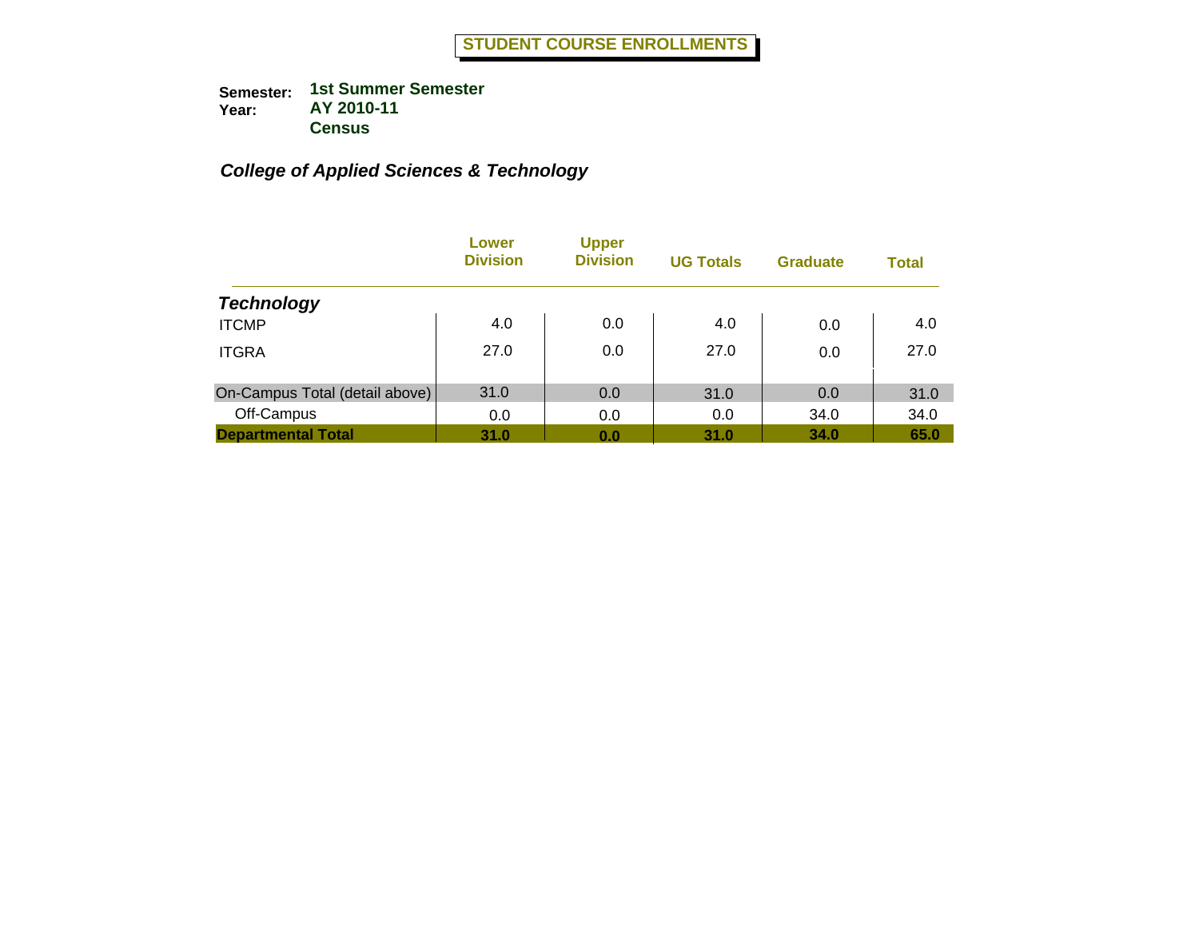# STUDENT COURSE ENROLLMENTS

**Semester:** 1st Summer Semester
**Year:** AY 2010-11
**Census**

***College of Applied Sciences & Technology***

| | Lower Division | Upper Division | UG Totals | Graduate | Total |
|---|---|---|---|---|---|
| ***Technology*** | | | | | |
| ITCMP | 4.0 | 0.0 | 4.0 | 0.0 | 4.0 |
| ITGRA | 27.0 | 0.0 | 27.0 | 0.0 | 27.0 |
| On-Campus Total (detail above) | 31.0 | 0.0 | 31.0 | 0.0 | 31.0 |
| Off-Campus | 0.0 | 0.0 | 0.0 | 34.0 | 34.0 |
| **Departmental Total** | **31.0** | **0.0** | **31.0** | **34.0** | **65.0** |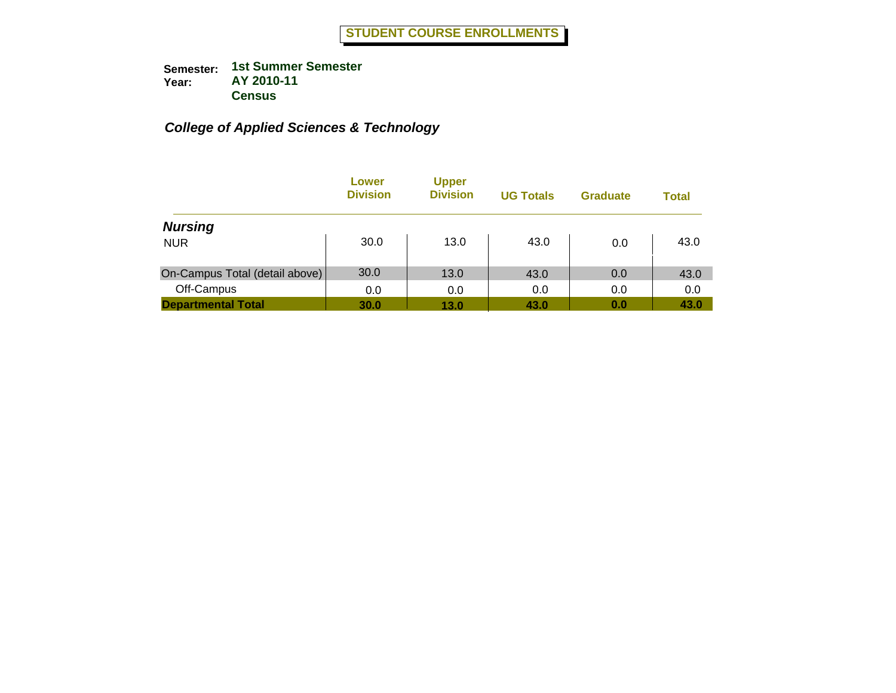# STUDENT COURSE ENROLLMENTS

**Semester:** **1st Summer Semester**
**Year:** **AY 2010-11**
**Census**

## *College of Applied Sciences & Technology*

| | Lower Division | Upper Division | UG Totals | Graduate | Total |
|---|---|---|---|---|---|
| ***Nursing*** | | | | | |
| NUR | 30.0 | 13.0 | 43.0 | 0.0 | 43.0 |
| On-Campus Total (detail above) | 30.0 | 13.0 | 43.0 | 0.0 | 43.0 |
| Off-Campus | 0.0 | 0.0 | 0.0 | 0.0 | 0.0 |
| **Departmental Total** | **30.0** | **13.0** | **43.0** | **0.0** | **43.0** |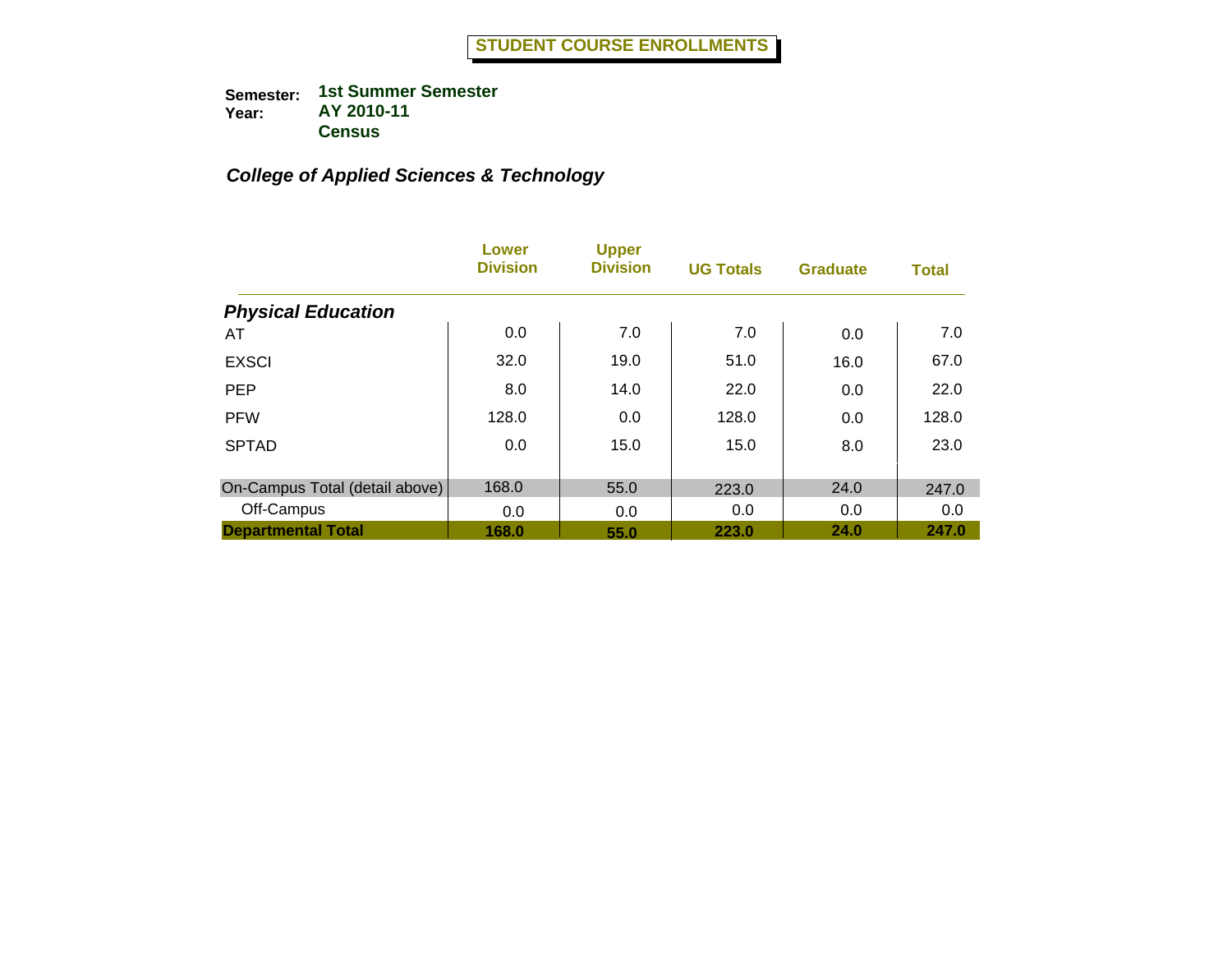# STUDENT COURSE ENROLLMENTS

**Semester:** 1st Summer Semester
**Year:** AY 2010-11
**Census**

## *College of Applied Sciences & Technology*

| | Lower Division | Upper Division | UG Totals | Graduate | Total |
|---|---|---|---|---|---|
| ***Physical Education*** | | | | | |
| AT | 0.0 | 7.0 | 7.0 | 0.0 | 7.0 |
| EXSCI | 32.0 | 19.0 | 51.0 | 16.0 | 67.0 |
| PEP | 8.0 | 14.0 | 22.0 | 0.0 | 22.0 |
| PFW | 128.0 | 0.0 | 128.0 | 0.0 | 128.0 |
| SPTAD | 0.0 | 15.0 | 15.0 | 8.0 | 23.0 |
| On-Campus Total (detail above) | 168.0 | 55.0 | 223.0 | 24.0 | 247.0 |
| Off-Campus | 0.0 | 0.0 | 0.0 | 0.0 | 0.0 |
| **Departmental Total** | **168.0** | **55.0** | **223.0** | **24.0** | **247.0** |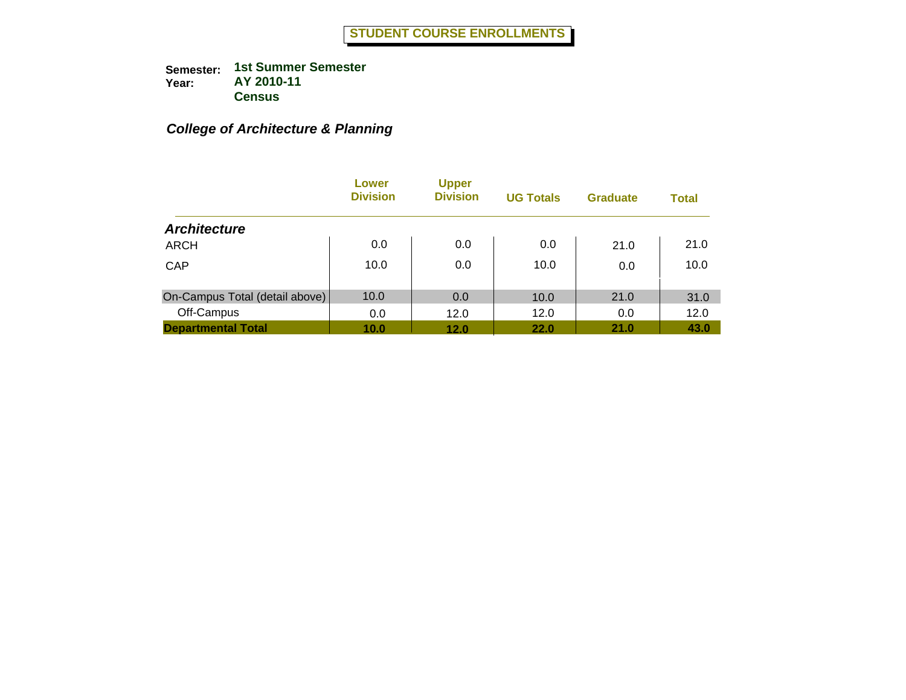# STUDENT COURSE ENROLLMENTS

**Semester:** 1st Summer Semester
**Year:** AY 2010-11
**Census**

## *College of Architecture & Planning*

| | Lower Division | Upper Division | UG Totals | Graduate | Total |
|---|---|---|---|---|---|
| ***Architecture*** | | | | | |
| ARCH | 0.0 | 0.0 | 0.0 | 21.0 | 21.0 |
| CAP | 10.0 | 0.0 | 10.0 | 0.0 | 10.0 |
| On-Campus Total (detail above) | 10.0 | 0.0 | 10.0 | 21.0 | 31.0 |
| Off-Campus | 0.0 | 12.0 | 12.0 | 0.0 | 12.0 |
| **Departmental Total** | **10.0** | **12.0** | **22.0** | **21.0** | **43.0** |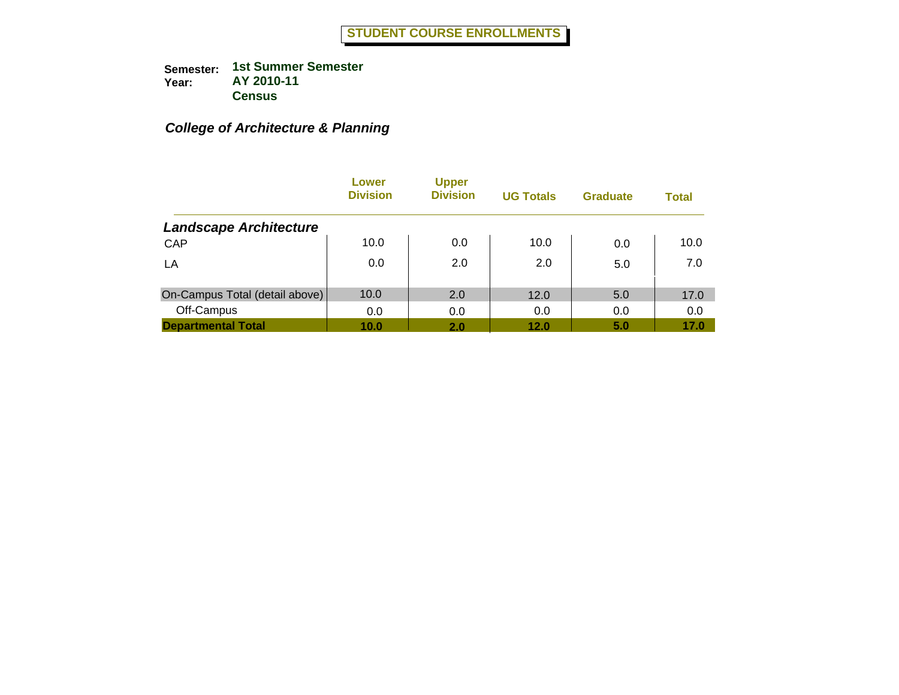# STUDENT COURSE ENROLLMENTS

**Semester:** 1st Summer Semester
**Year:** AY 2010-11
**Census**

## *College of Architecture & Planning*

| | Lower Division | Upper Division | UG Totals | Graduate | Total |
|---|---|---|---|---|---|
| ***Landscape Architecture*** | | | | | |
| CAP | 10.0 | 0.0 | 10.0 | 0.0 | 10.0 |
| LA | 0.0 | 2.0 | 2.0 | 5.0 | 7.0 |
| On-Campus Total (detail above) | 10.0 | 2.0 | 12.0 | 5.0 | 17.0 |
| Off-Campus | 0.0 | 0.0 | 0.0 | 0.0 | 0.0 |
| **Departmental Total** | **10.0** | **2.0** | **12.0** | **5.0** | **17.0** |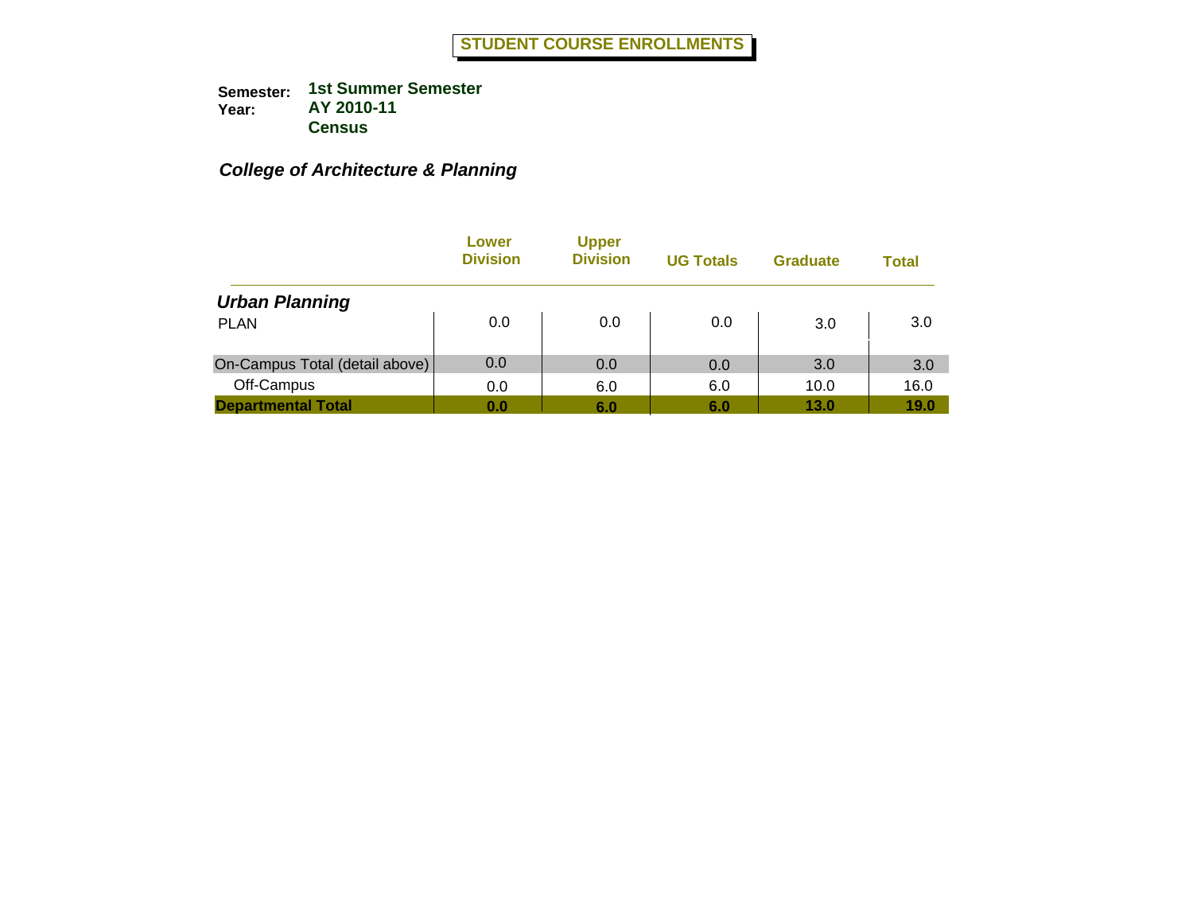# STUDENT COURSE ENROLLMENTS

**Semester:** 1st Summer Semester
**Year:** AY 2010-11
**Census**

## *College of Architecture & Planning*

| | Lower Division | Upper Division | UG Totals | Graduate | Total |
|---|---|---|---|---|---|
| ***Urban Planning*** | | | | | |
| PLAN | 0.0 | 0.0 | 0.0 | 3.0 | 3.0 |
| On-Campus Total (detail above) | 0.0 | 0.0 | 0.0 | 3.0 | 3.0 |
| Off-Campus | 0.0 | 6.0 | 6.0 | 10.0 | 16.0 |
| **Departmental Total** | **0.0** | **6.0** | **6.0** | **13.0** | **19.0** |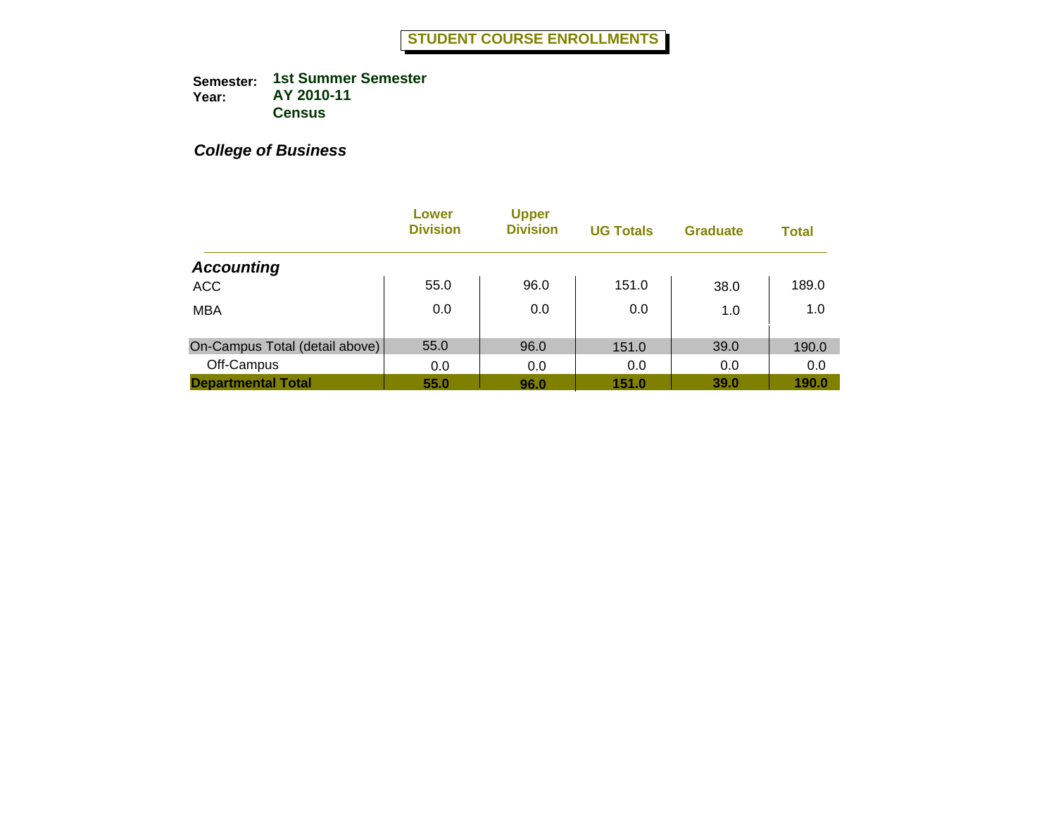# STUDENT COURSE ENROLLMENTS

**Semester:** 1st Summer Semester
**Year:** AY 2010-11
**Census**

## *College of Business*

| | Lower Division | Upper Division | UG Totals | Graduate | Total |
|---|---|---|---|---|---|
| ***Accounting*** | | | | | |
| ACC | 55.0 | 96.0 | 151.0 | 38.0 | 189.0 |
| MBA | 0.0 | 0.0 | 0.0 | 1.0 | 1.0 |
| On-Campus Total (detail above) | 55.0 | 96.0 | 151.0 | 39.0 | 190.0 |
| Off-Campus | 0.0 | 0.0 | 0.0 | 0.0 | 0.0 |
| **Departmental Total** | **55.0** | **96.0** | **151.0** | **39.0** | **190.0** |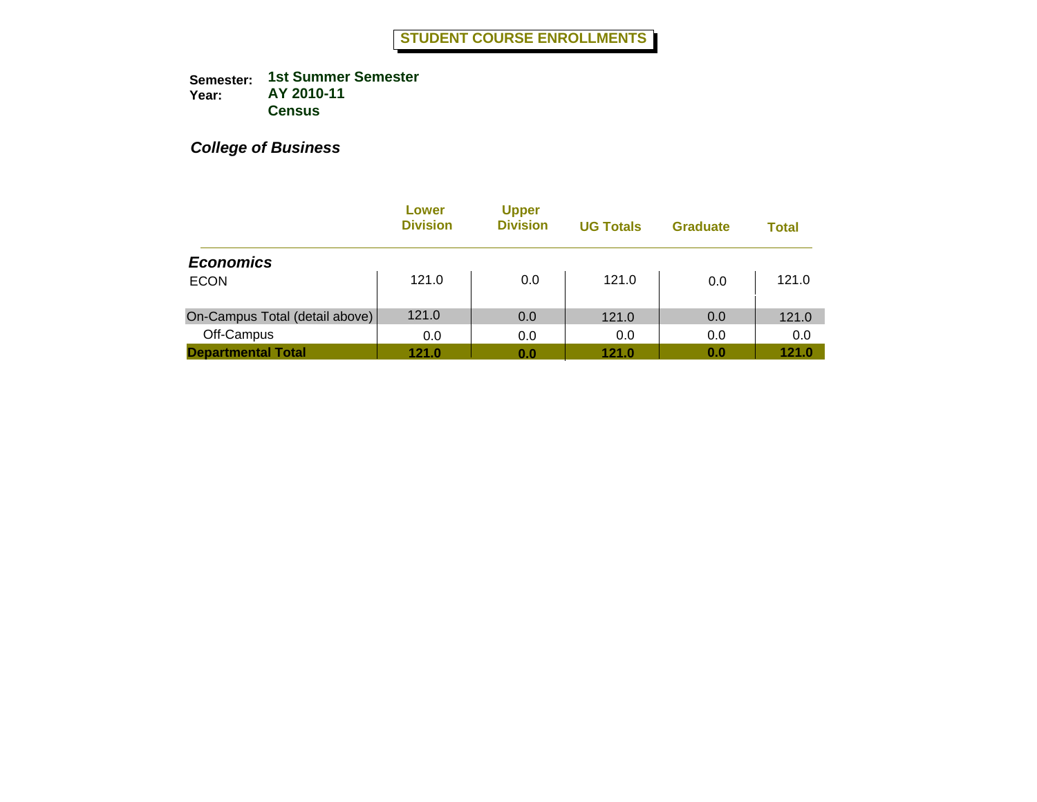# STUDENT COURSE ENROLLMENTS

**Semester:** 1st Summer Semester
**Year:** AY 2010-11
**Census**

## *College of Business*

| | Lower Division | Upper Division | UG Totals | Graduate | Total |
|---|---|---|---|---|---|
| ***Economics*** | | | | | |
| ECON | 121.0 | 0.0 | 121.0 | 0.0 | 121.0 |
| On-Campus Total (detail above) | 121.0 | 0.0 | 121.0 | 0.0 | 121.0 |
| Off-Campus | 0.0 | 0.0 | 0.0 | 0.0 | 0.0 |
| **Departmental Total** | **121.0** | **0.0** | **121.0** | **0.0** | **121.0** |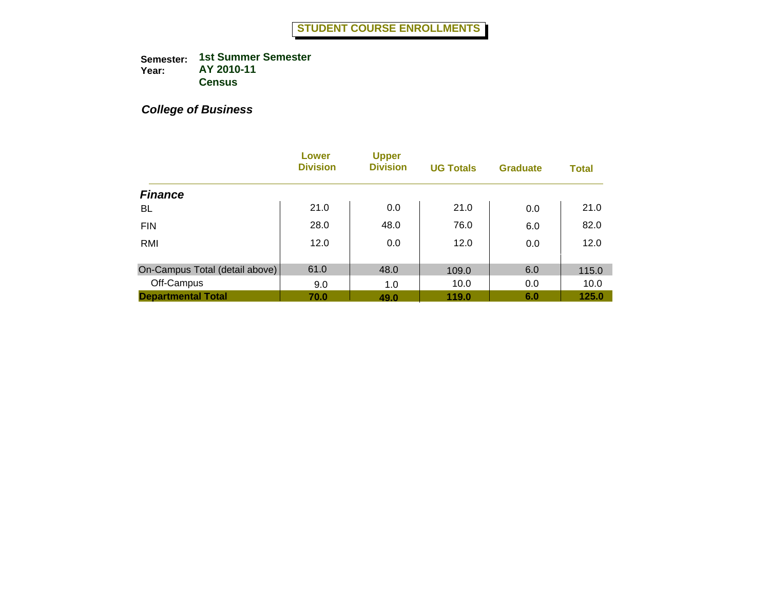# STUDENT COURSE ENROLLMENTS

**Semester:** 1st Summer Semester
**Year:** AY 2010-11
**Census**

## *College of Business*

| | Lower Division | Upper Division | UG Totals | Graduate | Total |
|---|---|---|---|---|---|
| ***Finance*** | | | | | |
| BL | 21.0 | 0.0 | 21.0 | 0.0 | 21.0 |
| FIN | 28.0 | 48.0 | 76.0 | 6.0 | 82.0 |
| RMI | 12.0 | 0.0 | 12.0 | 0.0 | 12.0 |
| On-Campus Total (detail above) | 61.0 | 48.0 | 109.0 | 6.0 | 115.0 |
| Off-Campus | 9.0 | 1.0 | 10.0 | 0.0 | 10.0 |
| **Departmental Total** | **70.0** | **49.0** | **119.0** | **6.0** | **125.0** |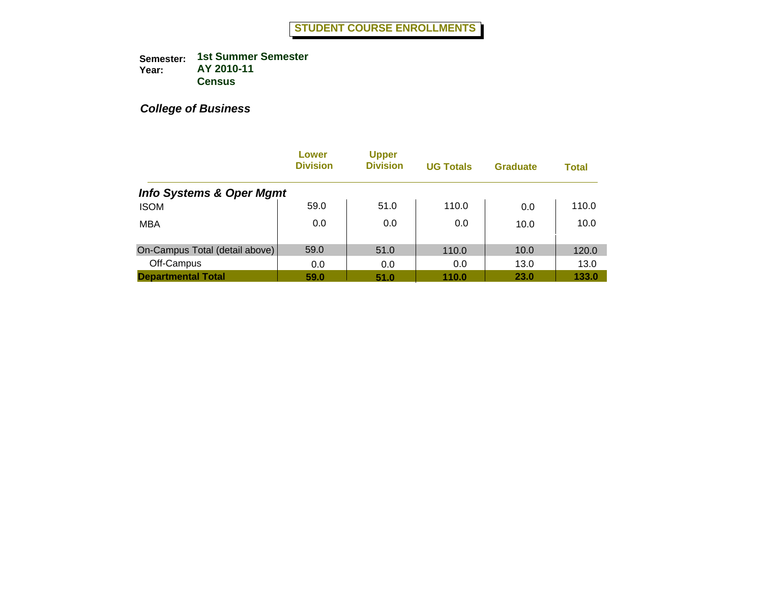# STUDENT COURSE ENROLLMENTS

**Semester:** 1st Summer Semester
**Year:** AY 2010-11
**Census**

***College of Business***

| | Lower Division | Upper Division | UG Totals | Graduate | Total |
|---|---|---|---|---|---|
| ***Info Systems & Oper Mgmt*** | | | | | |
| ISOM | 59.0 | 51.0 | 110.0 | 0.0 | 110.0 |
| MBA | 0.0 | 0.0 | 0.0 | 10.0 | 10.0 |
| On-Campus Total (detail above) | 59.0 | 51.0 | 110.0 | 10.0 | 120.0 |
| Off-Campus | 0.0 | 0.0 | 0.0 | 13.0 | 13.0 |
| **Departmental Total** | **59.0** | **51.0** | **110.0** | **23.0** | **133.0** |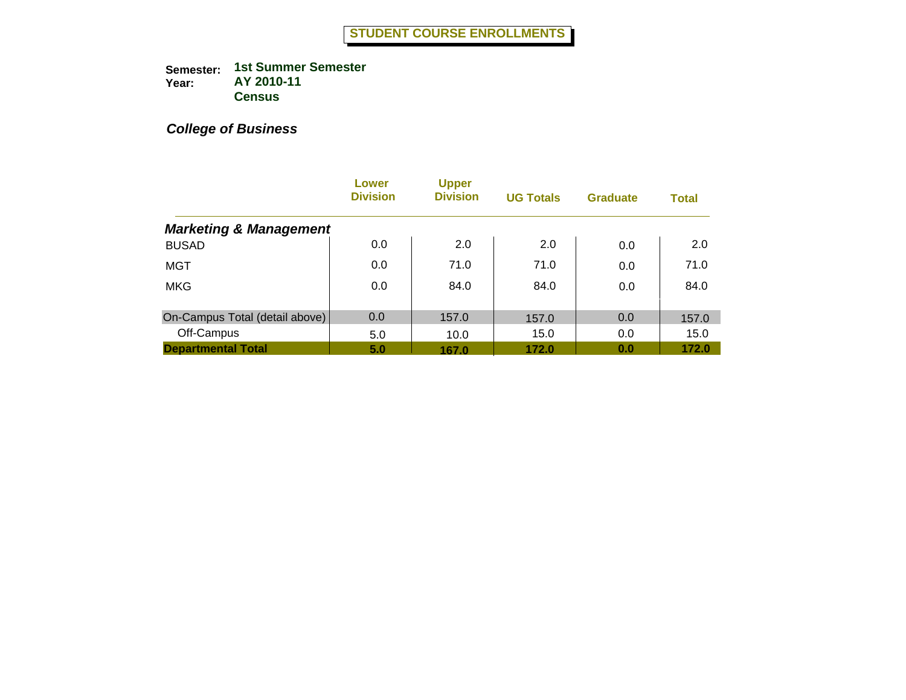# STUDENT COURSE ENROLLMENTS

**Semester:** 1st Summer Semester
**Year:** AY 2010-11
**Census**

## *College of Business*

| | Lower Division | Upper Division | UG Totals | Graduate | Total |
|---|---|---|---|---|---|
| ***Marketing & Management*** | | | | | |
| BUSAD | 0.0 | 2.0 | 2.0 | 0.0 | 2.0 |
| MGT | 0.0 | 71.0 | 71.0 | 0.0 | 71.0 |
| MKG | 0.0 | 84.0 | 84.0 | 0.0 | 84.0 |
| On-Campus Total (detail above) | 0.0 | 157.0 | 157.0 | 0.0 | 157.0 |
| Off-Campus | 5.0 | 10.0 | 15.0 | 0.0 | 15.0 |
| **Departmental Total** | **5.0** | **167.0** | **172.0** | **0.0** | **172.0** |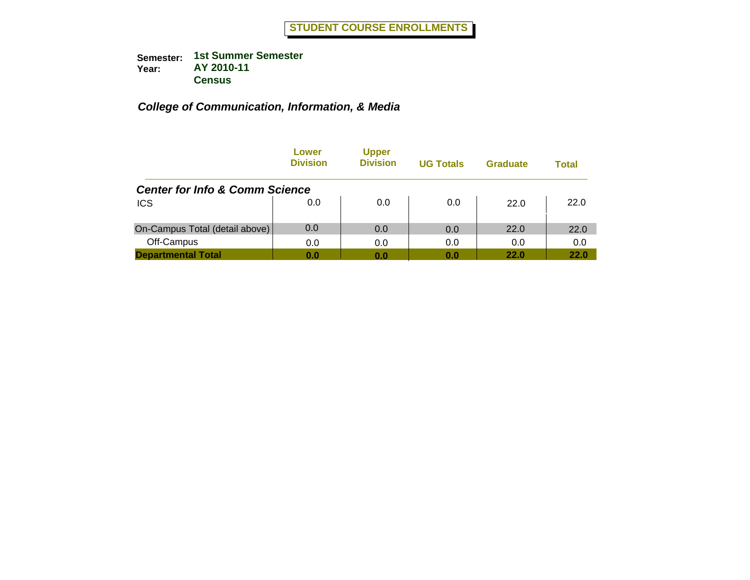# STUDENT COURSE ENROLLMENTS

**Semester:** 1st Summer Semester
**Year:** AY 2010-11
**Census**

## *College of Communication, Information, & Media*

| | Lower Division | Upper Division | UG Totals | Graduate | Total |
|---|---|---|---|---|---|
| ***Center for Info & Comm Science*** | | | | | |
| ICS | 0.0 | 0.0 | 0.0 | 22.0 | 22.0 |
| On-Campus Total (detail above) | 0.0 | 0.0 | 0.0 | 22.0 | 22.0 |
| Off-Campus | 0.0 | 0.0 | 0.0 | 0.0 | 0.0 |
| **Departmental Total** | **0.0** | **0.0** | **0.0** | **22.0** | **22.0** |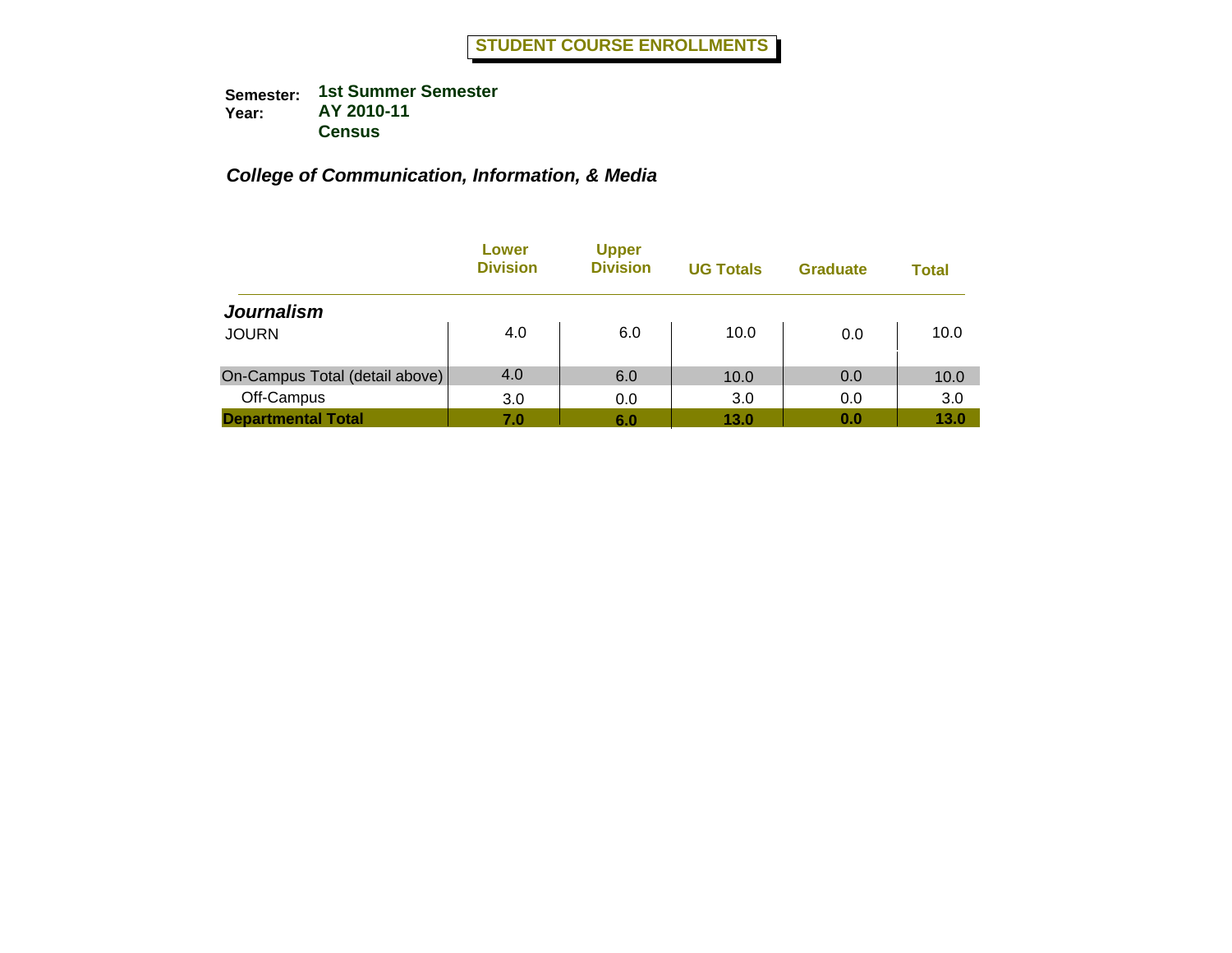# STUDENT COURSE ENROLLMENTS

**Semester:** 1st Summer Semester
**Year:** AY 2010-11
**Census**

## *College of Communication, Information, & Media*

| | Lower Division | Upper Division | UG Totals | Graduate | Total |
|---|---|---|---|---|---|
| ***Journalism*** | | | | | |
| JOURN | 4.0 | 6.0 | 10.0 | 0.0 | 10.0 |
| On-Campus Total (detail above) | 4.0 | 6.0 | 10.0 | 0.0 | 10.0 |
| Off-Campus | 3.0 | 0.0 | 3.0 | 0.0 | 3.0 |
| **Departmental Total** | **7.0** | **6.0** | **13.0** | **0.0** | **13.0** |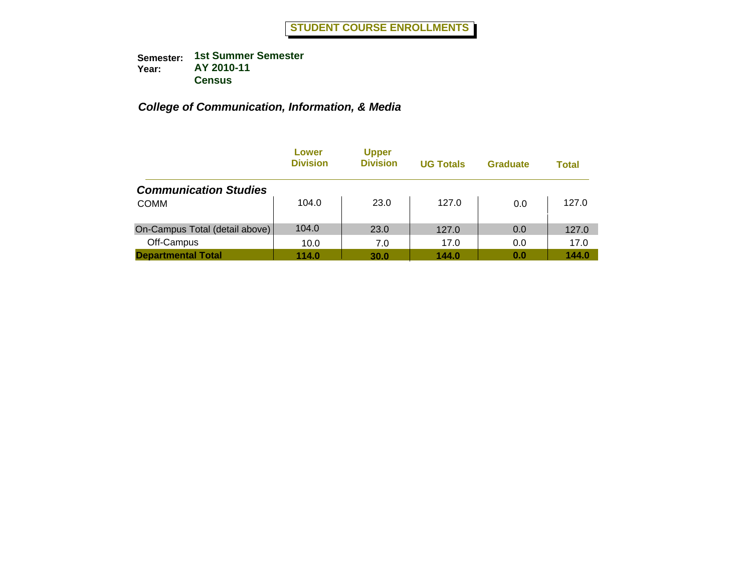# STUDENT COURSE ENROLLMENTS

**Semester:** 1st Summer Semester
**Year:** AY 2010-11
**Census**

## *College of Communication, Information, & Media*

| | Lower Division | Upper Division | UG Totals | Graduate | Total |
|---|---|---|---|---|---|
| ***Communication Studies*** | | | | | |
| COMM | 104.0 | 23.0 | 127.0 | 0.0 | 127.0 |
| On-Campus Total (detail above) | 104.0 | 23.0 | 127.0 | 0.0 | 127.0 |
| Off-Campus | 10.0 | 7.0 | 17.0 | 0.0 | 17.0 |
| **Departmental Total** | **114.0** | **30.0** | **144.0** | **0.0** | **144.0** |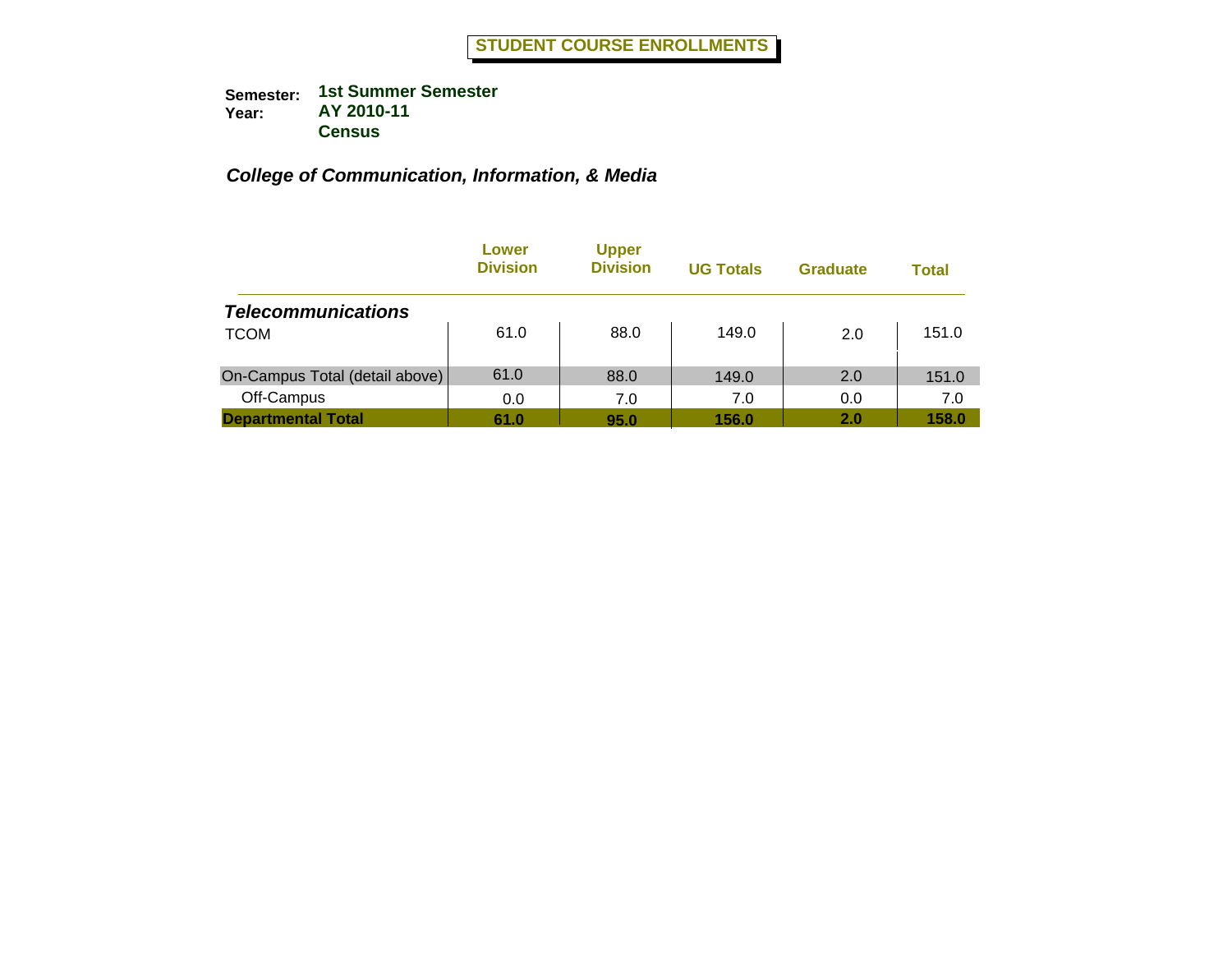# STUDENT COURSE ENROLLMENTS

**Semester:** 1st Summer Semester
**Year:** AY 2010-11
**Census**

## *College of Communication, Information, & Media*

| | Lower Division | Upper Division | UG Totals | Graduate | Total |
|---|---|---|---|---|---|
| ***Telecommunications*** | | | | | |
| TCOM | 61.0 | 88.0 | 149.0 | 2.0 | 151.0 |
| On-Campus Total (detail above) | 61.0 | 88.0 | 149.0 | 2.0 | 151.0 |
| Off-Campus | 0.0 | 7.0 | 7.0 | 0.0 | 7.0 |
| **Departmental Total** | **61.0** | **95.0** | **156.0** | **2.0** | **158.0** |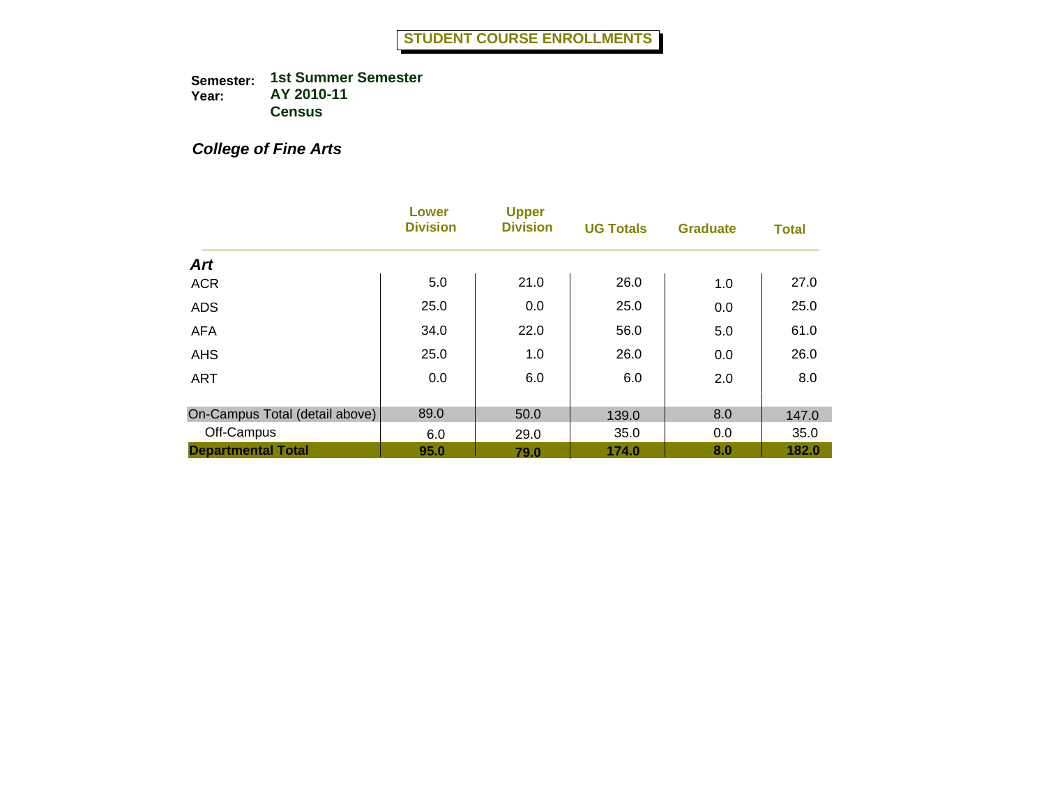# STUDENT COURSE ENROLLMENTS

**Semester:** 1st Summer Semester
**Year:** AY 2010-11
**Census**

## *College of Fine Arts*

| | Lower Division | Upper Division | UG Totals | Graduate | Total |
|---|---|---|---|---|---|
| ***Art*** | | | | | |
| ACR | 5.0 | 21.0 | 26.0 | 1.0 | 27.0 |
| ADS | 25.0 | 0.0 | 25.0 | 0.0 | 25.0 |
| AFA | 34.0 | 22.0 | 56.0 | 5.0 | 61.0 |
| AHS | 25.0 | 1.0 | 26.0 | 0.0 | 26.0 |
| ART | 0.0 | 6.0 | 6.0 | 2.0 | 8.0 |
| On-Campus Total (detail above) | 89.0 | 50.0 | 139.0 | 8.0 | 147.0 |
| Off-Campus | 6.0 | 29.0 | 35.0 | 0.0 | 35.0 |
| **Departmental Total** | **95.0** | **79.0** | **174.0** | **8.0** | **182.0** |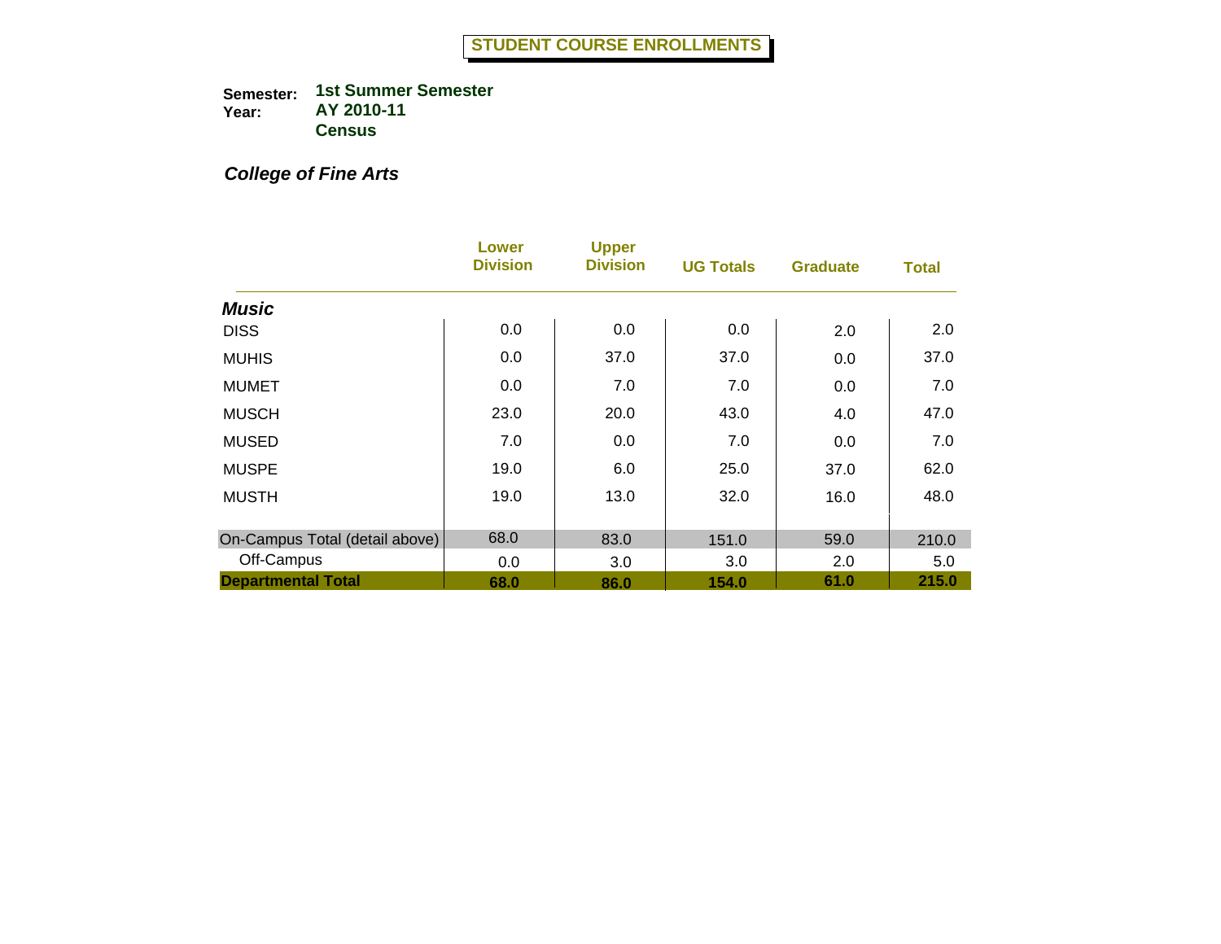# STUDENT COURSE ENROLLMENTS

**Semester:** 1st Summer Semester
**Year:** AY 2010-11
**Census**

## *College of Fine Arts*

| | Lower Division | Upper Division | UG Totals | Graduate | Total |
|---|---|---|---|---|---|
| ***Music*** | | | | | |
| DISS | 0.0 | 0.0 | 0.0 | 2.0 | 2.0 |
| MUHIS | 0.0 | 37.0 | 37.0 | 0.0 | 37.0 |
| MUMET | 0.0 | 7.0 | 7.0 | 0.0 | 7.0 |
| MUSCH | 23.0 | 20.0 | 43.0 | 4.0 | 47.0 |
| MUSED | 7.0 | 0.0 | 7.0 | 0.0 | 7.0 |
| MUSPE | 19.0 | 6.0 | 25.0 | 37.0 | 62.0 |
| MUSTH | 19.0 | 13.0 | 32.0 | 16.0 | 48.0 |
| On-Campus Total (detail above) | 68.0 | 83.0 | 151.0 | 59.0 | 210.0 |
| Off-Campus | 0.0 | 3.0 | 3.0 | 2.0 | 5.0 |
| **Departmental Total** | **68.0** | **86.0** | **154.0** | **61.0** | **215.0** |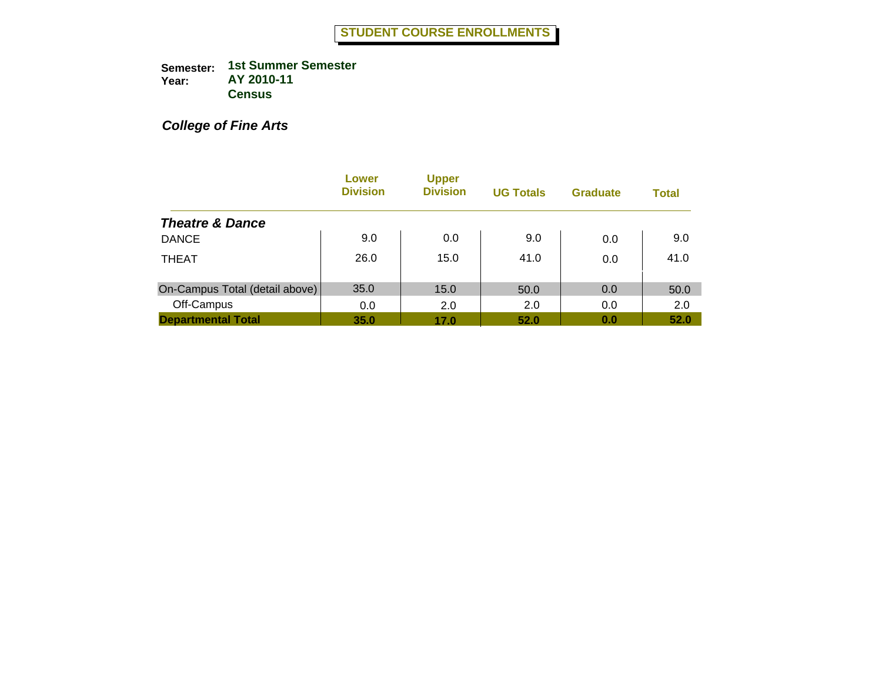## STUDENT COURSE ENROLLMENTS

**Semester:** 1st Summer Semester
**Year:** AY 2010-11
**Census**

***College of Fine Arts***

| | Lower Division | Upper Division | UG Totals | Graduate | Total |
|---|---|---|---|---|---|
| ***Theatre & Dance*** | | | | | |
| DANCE | 9.0 | 0.0 | 9.0 | 0.0 | 9.0 |
| THEAT | 26.0 | 15.0 | 41.0 | 0.0 | 41.0 |
| On-Campus Total (detail above) | 35.0 | 15.0 | 50.0 | 0.0 | 50.0 |
| Off-Campus | 0.0 | 2.0 | 2.0 | 0.0 | 2.0 |
| **Departmental Total** | **35.0** | **17.0** | **52.0** | **0.0** | **52.0** |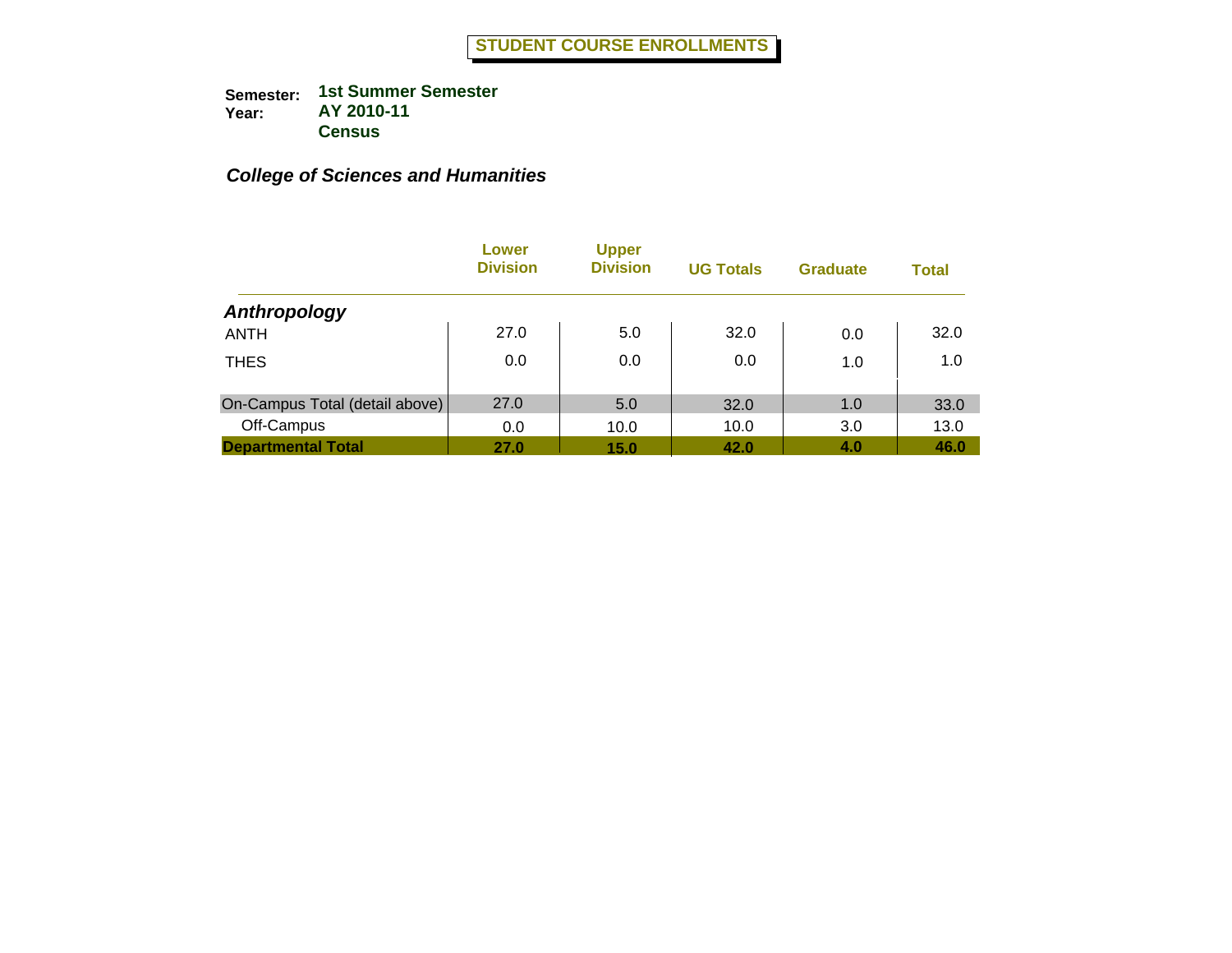# STUDENT COURSE ENROLLMENTS

**Semester:** 1st Summer Semester
**Year:** AY 2010-11
**Census**

***College of Sciences and Humanities***

| | Lower Division | Upper Division | UG Totals | Graduate | Total |
|---|---|---|---|---|---|
| ***Anthropology*** | | | | | |
| ANTH | 27.0 | 5.0 | 32.0 | 0.0 | 32.0 |
| THES | 0.0 | 0.0 | 0.0 | 1.0 | 1.0 |
| On-Campus Total (detail above) | 27.0 | 5.0 | 32.0 | 1.0 | 33.0 |
| Off-Campus | 0.0 | 10.0 | 10.0 | 3.0 | 13.0 |
| **Departmental Total** | **27.0** | **15.0** | **42.0** | **4.0** | **46.0** |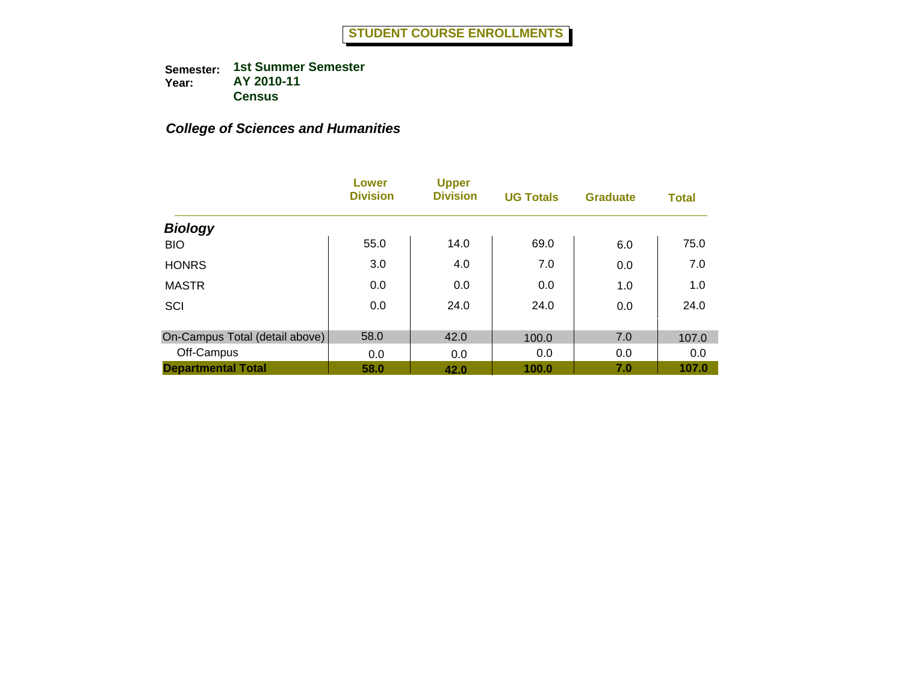# STUDENT COURSE ENROLLMENTS

**Semester:** 1st Summer Semester
**Year:** AY 2010-11
**Census**

## *College of Sciences and Humanities*

| | Lower Division | Upper Division | UG Totals | Graduate | Total |
|---|---|---|---|---|---|
| ***Biology*** | | | | | |
| BIO | 55.0 | 14.0 | 69.0 | 6.0 | 75.0 |
| HONRS | 3.0 | 4.0 | 7.0 | 0.0 | 7.0 |
| MASTR | 0.0 | 0.0 | 0.0 | 1.0 | 1.0 |
| SCI | 0.0 | 24.0 | 24.0 | 0.0 | 24.0 |
| On-Campus Total (detail above) | 58.0 | 42.0 | 100.0 | 7.0 | 107.0 |
| Off-Campus | 0.0 | 0.0 | 0.0 | 0.0 | 0.0 |
| **Departmental Total** | **58.0** | **42.0** | **100.0** | **7.0** | **107.0** |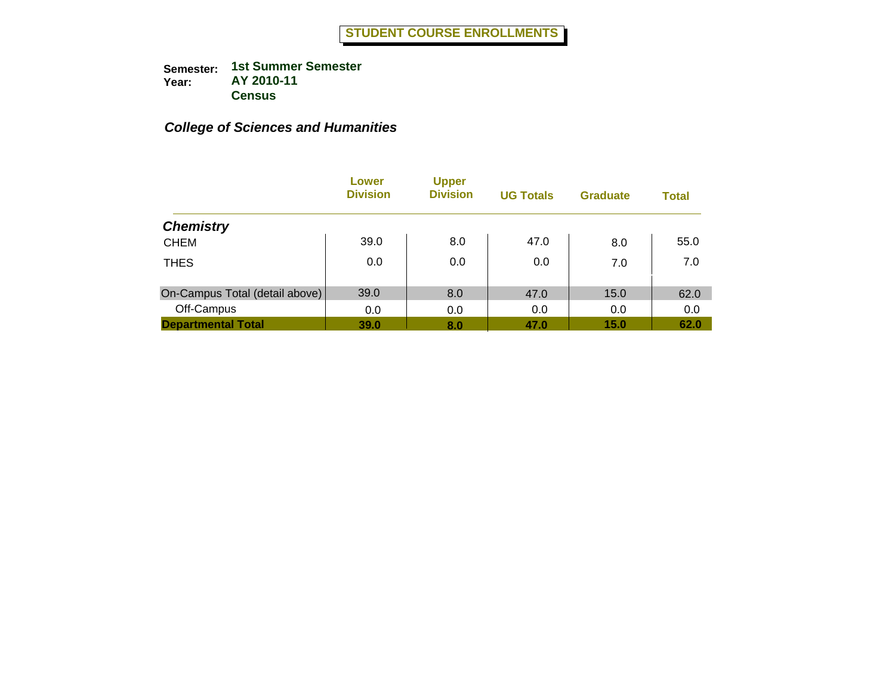# STUDENT COURSE ENROLLMENTS

**Semester:** **1st Summer Semester**
**Year:** **AY 2010-11**
**Census**

## *College of Sciences and Humanities*

| | Lower Division | Upper Division | UG Totals | Graduate | Total |
|---|---|---|---|---|---|
| ***Chemistry*** | | | | | |
| CHEM | 39.0 | 8.0 | 47.0 | 8.0 | 55.0 |
| THES | 0.0 | 0.0 | 0.0 | 7.0 | 7.0 |
| On-Campus Total (detail above) | 39.0 | 8.0 | 47.0 | 15.0 | 62.0 |
| Off-Campus | 0.0 | 0.0 | 0.0 | 0.0 | 0.0 |
| **Departmental Total** | **39.0** | **8.0** | **47.0** | **15.0** | **62.0** |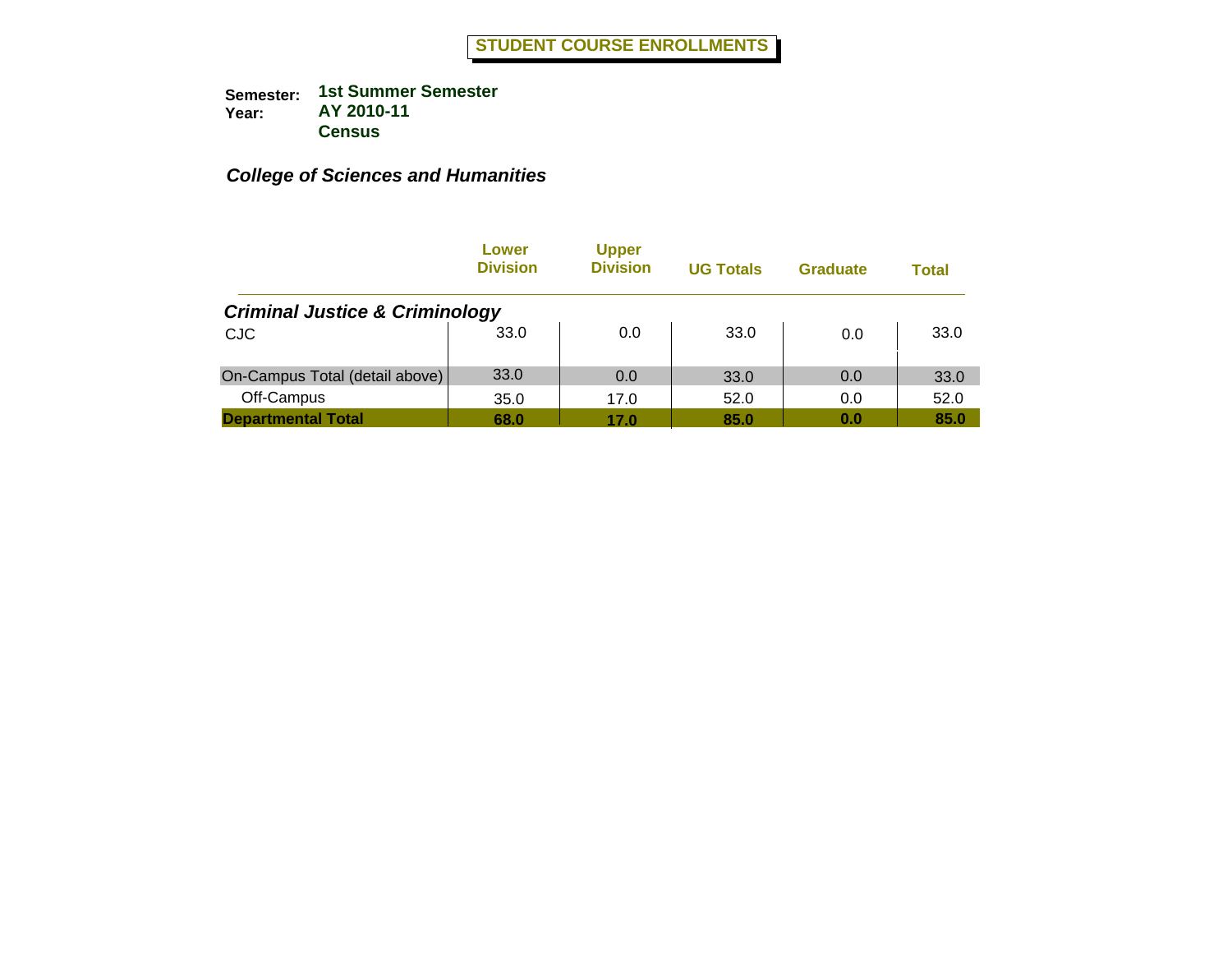# STUDENT COURSE ENROLLMENTS

**Semester:** 1st Summer Semester
**Year:** AY 2010-11
**Census**

***College of Sciences and Humanities***

| | Lower Division | Upper Division | UG Totals | Graduate | Total |
|---|---|---|---|---|---|
| ***Criminal Justice & Criminology*** | | | | | |
| CJC | 33.0 | 0.0 | 33.0 | 0.0 | 33.0 |
| On-Campus Total (detail above) | 33.0 | 0.0 | 33.0 | 0.0 | 33.0 |
| Off-Campus | 35.0 | 17.0 | 52.0 | 0.0 | 52.0 |
| **Departmental Total** | **68.0** | **17.0** | **85.0** | **0.0** | **85.0** |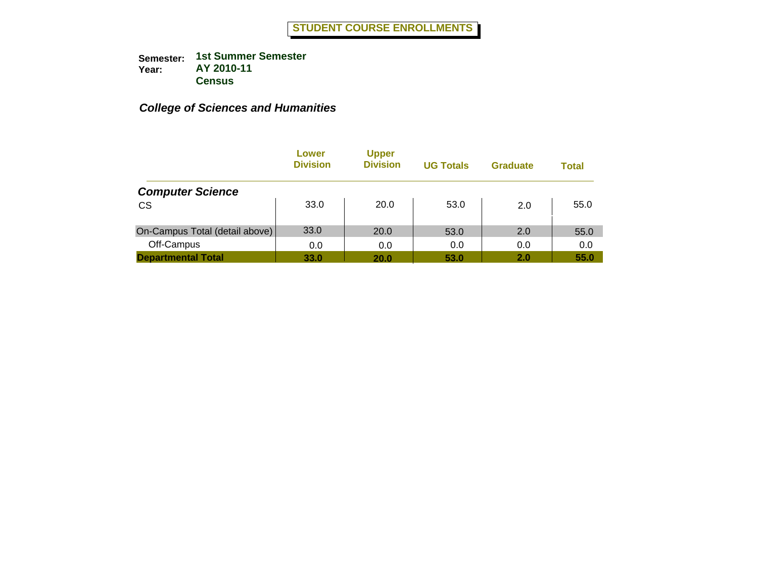# STUDENT COURSE ENROLLMENTS

**Semester:** **1st Summer Semester**
**Year:** **AY 2010-11**
**Census**

***College of Sciences and Humanities***

| | Lower Division | Upper Division | UG Totals | Graduate | Total |
|---|---|---|---|---|---|
| ***Computer Science*** | | | | | |
| CS | 33.0 | 20.0 | 53.0 | 2.0 | 55.0 |
| On-Campus Total (detail above) | 33.0 | 20.0 | 53.0 | 2.0 | 55.0 |
| Off-Campus | 0.0 | 0.0 | 0.0 | 0.0 | 0.0 |
| **Departmental Total** | **33.0** | **20.0** | **53.0** | **2.0** | **55.0** |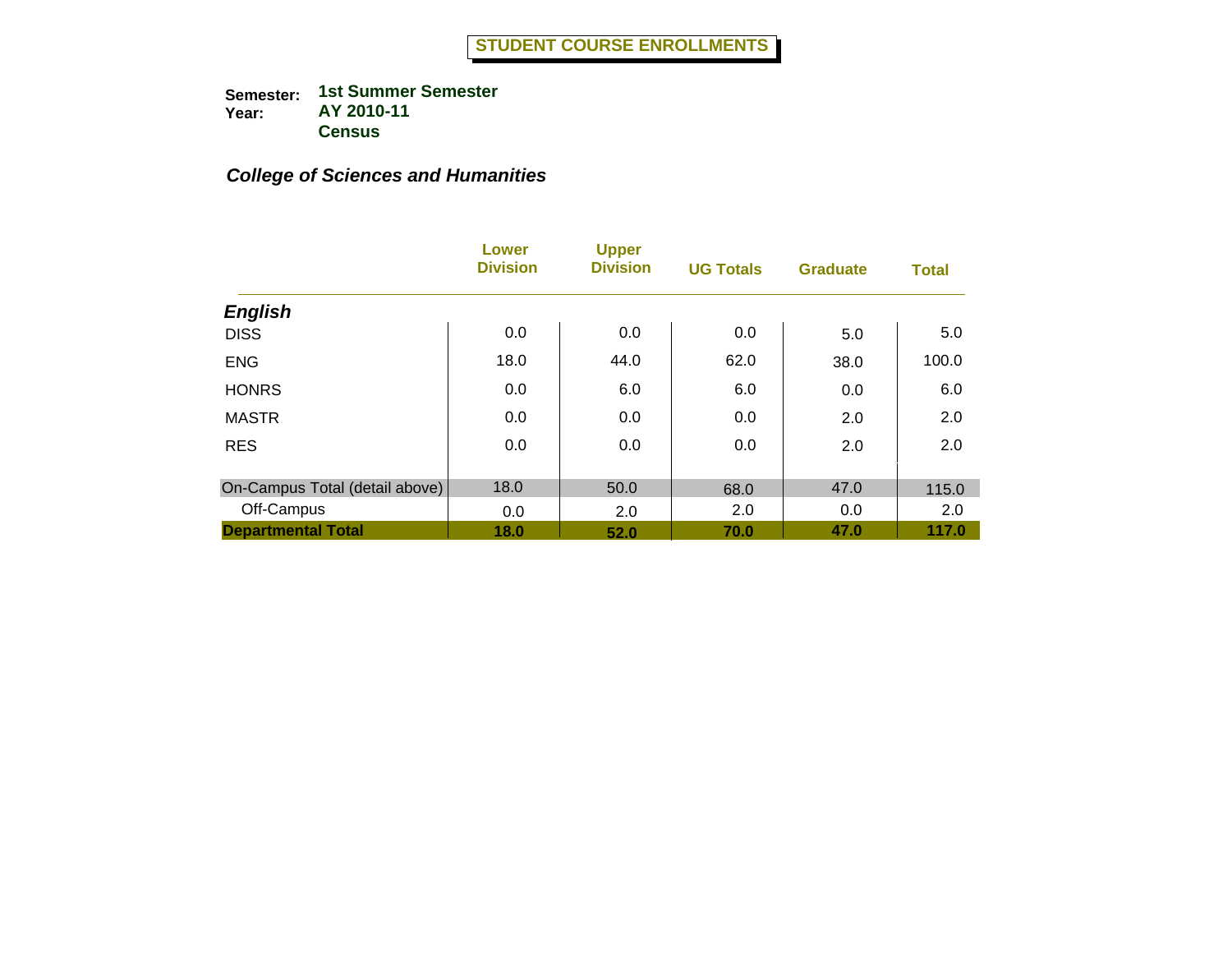# STUDENT COURSE ENROLLMENTS

**Semester:** 1st Summer Semester
**Year:** AY 2010-11
**Census**

***College of Sciences and Humanities***

| | Lower Division | Upper Division | UG Totals | Graduate | Total |
|---|---|---|---|---|---|
| ***English*** | | | | | |
| DISS | 0.0 | 0.0 | 0.0 | 5.0 | 5.0 |
| ENG | 18.0 | 44.0 | 62.0 | 38.0 | 100.0 |
| HONRS | 0.0 | 6.0 | 6.0 | 0.0 | 6.0 |
| MASTR | 0.0 | 0.0 | 0.0 | 2.0 | 2.0 |
| RES | 0.0 | 0.0 | 0.0 | 2.0 | 2.0 |
| On-Campus Total (detail above) | 18.0 | 50.0 | 68.0 | 47.0 | 115.0 |
| Off-Campus | 0.0 | 2.0 | 2.0 | 0.0 | 2.0 |
| **Departmental Total** | **18.0** | **52.0** | **70.0** | **47.0** | **117.0** |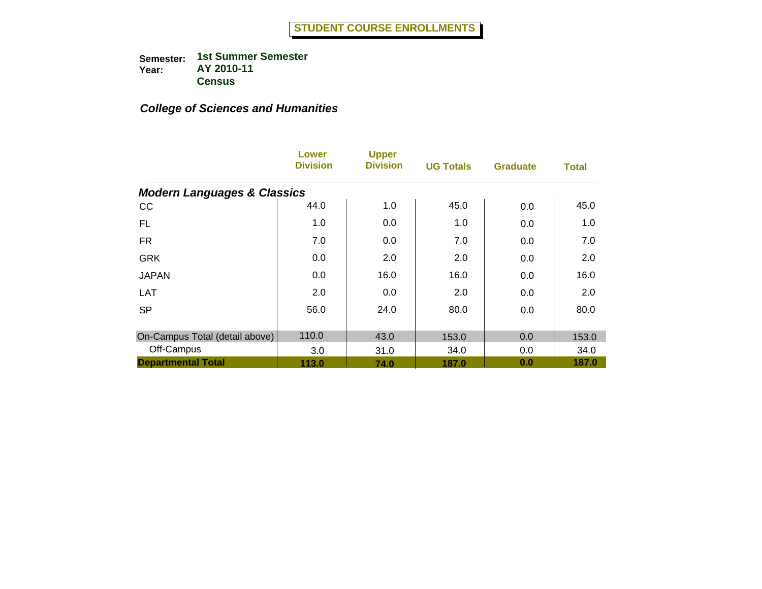# STUDENT COURSE ENROLLMENTS

**Semester:** 1st Summer Semester
**Year:** AY 2010-11
**Census**

***College of Sciences and Humanities***

| | Lower Division | Upper Division | UG Totals | Graduate | Total |
|---|---|---|---|---|---|
| ***Modern Languages & Classics*** | | | | | |
| CC | 44.0 | 1.0 | 45.0 | 0.0 | 45.0 |
| FL | 1.0 | 0.0 | 1.0 | 0.0 | 1.0 |
| FR | 7.0 | 0.0 | 7.0 | 0.0 | 7.0 |
| GRK | 0.0 | 2.0 | 2.0 | 0.0 | 2.0 |
| JAPAN | 0.0 | 16.0 | 16.0 | 0.0 | 16.0 |
| LAT | 2.0 | 0.0 | 2.0 | 0.0 | 2.0 |
| SP | 56.0 | 24.0 | 80.0 | 0.0 | 80.0 |
| On-Campus Total (detail above) | 110.0 | 43.0 | 153.0 | 0.0 | 153.0 |
| Off-Campus | 3.0 | 31.0 | 34.0 | 0.0 | 34.0 |
| **Departmental Total** | **113.0** | **74.0** | **187.0** | **0.0** | **187.0** |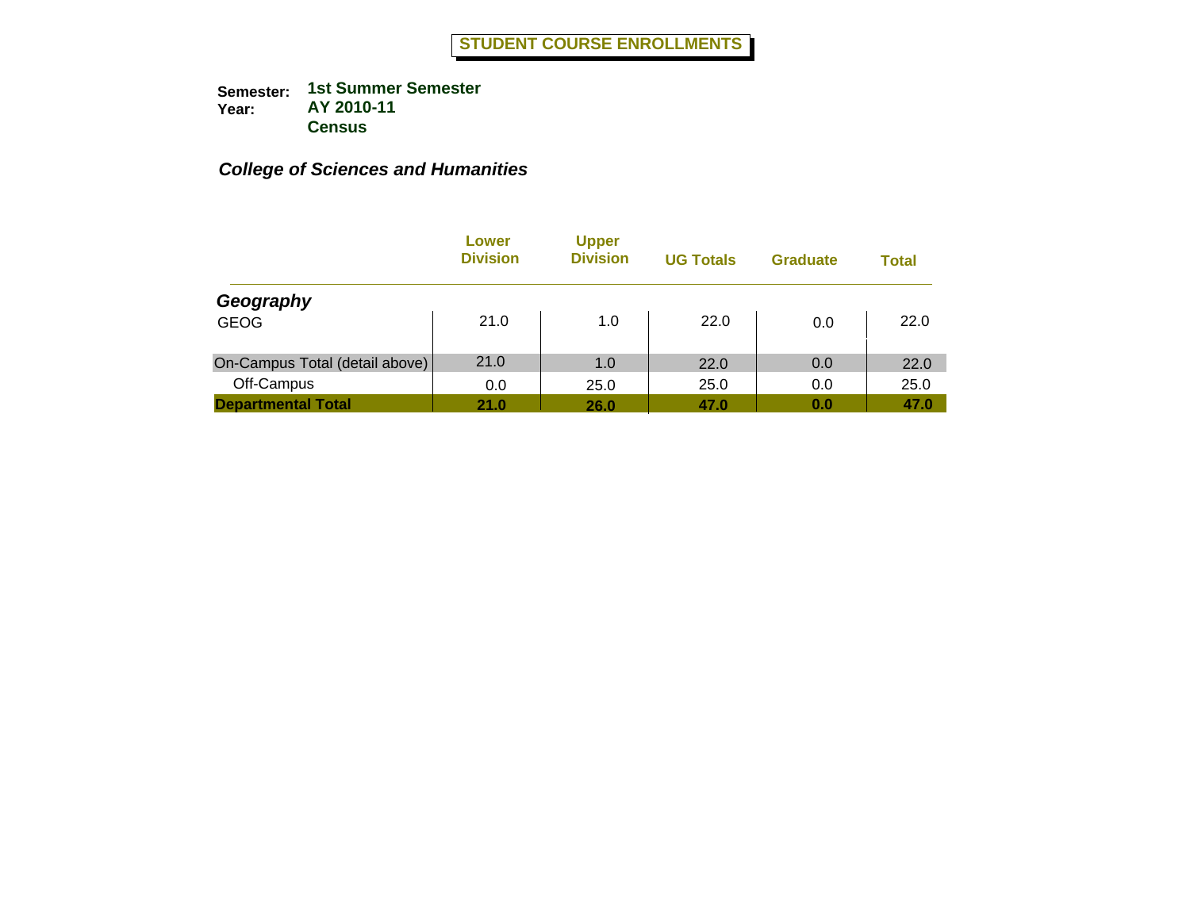# STUDENT COURSE ENROLLMENTS

**Semester:** **1st Summer Semester**
**Year:** **AY 2010-11**
**Census**

***College of Sciences and Humanities***

| | Lower Division | Upper Division | UG Totals | Graduate | Total |
|---|---|---|---|---|---|
| ***Geography*** | | | | | |
| GEOG | 21.0 | 1.0 | 22.0 | 0.0 | 22.0 |
| On-Campus Total (detail above) | 21.0 | 1.0 | 22.0 | 0.0 | 22.0 |
| Off-Campus | 0.0 | 25.0 | 25.0 | 0.0 | 25.0 |
| **Departmental Total** | **21.0** | **26.0** | **47.0** | **0.0** | **47.0** |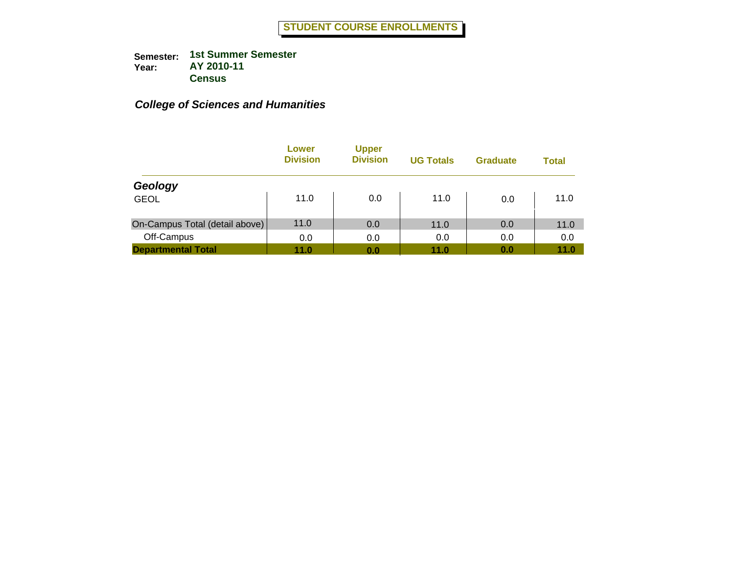# STUDENT COURSE ENROLLMENTS

**Semester:** **1st Summer Semester**
**Year:** **AY 2010-11**
**Census**

## *College of Sciences and Humanities*

| | Lower Division | Upper Division | UG Totals | Graduate | Total |
|---|---|---|---|---|---|
| ***Geology*** | | | | | |
| GEOL | 11.0 | 0.0 | 11.0 | 0.0 | 11.0 |
| On-Campus Total (detail above) | 11.0 | 0.0 | 11.0 | 0.0 | 11.0 |
| Off-Campus | 0.0 | 0.0 | 0.0 | 0.0 | 0.0 |
| **Departmental Total** | **11.0** | **0.0** | **11.0** | **0.0** | **11.0** |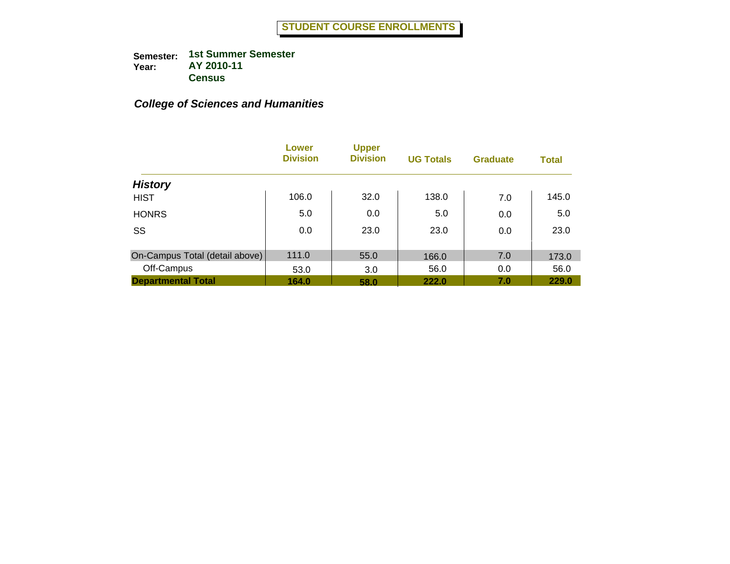# STUDENT COURSE ENROLLMENTS

**Semester:** **1st Summer Semester**
**Year:** **AY 2010-11**
**Census**

***College of Sciences and Humanities***

| | Lower Division | Upper Division | UG Totals | Graduate | Total |
|---|---|---|---|---|---|
| ***History*** | | | | | |
| HIST | 106.0 | 32.0 | 138.0 | 7.0 | 145.0 |
| HONRS | 5.0 | 0.0 | 5.0 | 0.0 | 5.0 |
| SS | 0.0 | 23.0 | 23.0 | 0.0 | 23.0 |
| On-Campus Total (detail above) | 111.0 | 55.0 | 166.0 | 7.0 | 173.0 |
| Off-Campus | 53.0 | 3.0 | 56.0 | 0.0 | 56.0 |
| **Departmental Total** | **164.0** | **58.0** | **222.0** | **7.0** | **229.0** |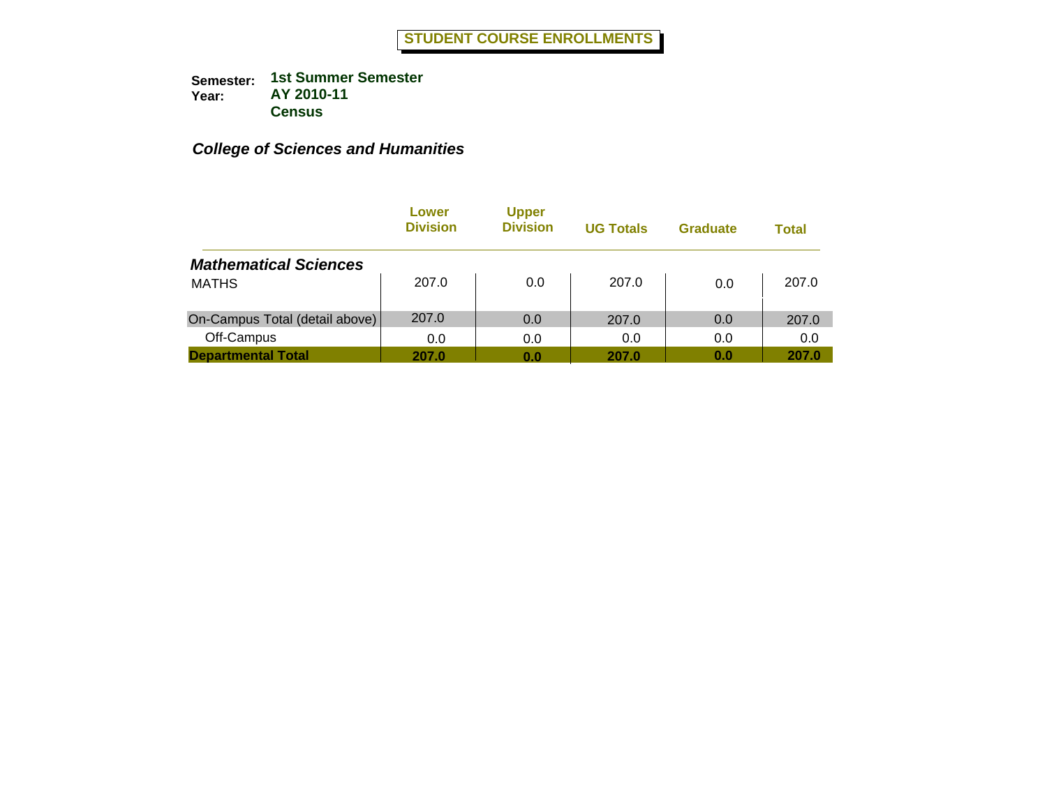# STUDENT COURSE ENROLLMENTS

**Semester:** **1st Summer Semester**
**Year:** **AY 2010-11**
**Census**

***College of Sciences and Humanities***

| | Lower Division | Upper Division | UG Totals | Graduate | Total |
|---|---|---|---|---|---|
| ***Mathematical Sciences*** | | | | | |
| MATHS | 207.0 | 0.0 | 207.0 | 0.0 | 207.0 |
| On-Campus Total (detail above) | 207.0 | 0.0 | 207.0 | 0.0 | 207.0 |
| Off-Campus | 0.0 | 0.0 | 0.0 | 0.0 | 0.0 |
| **Departmental Total** | **207.0** | **0.0** | **207.0** | **0.0** | **207.0** |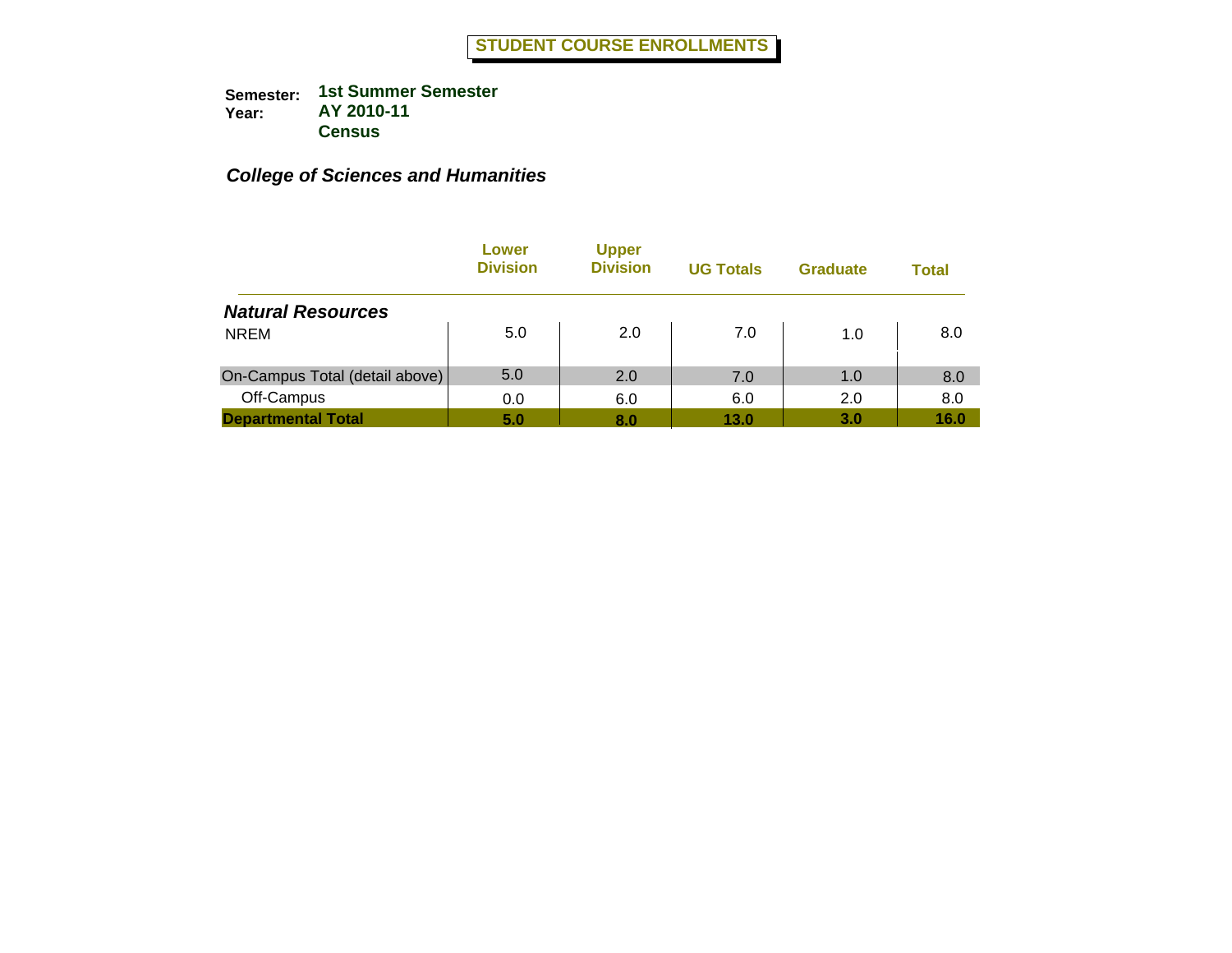# STUDENT COURSE ENROLLMENTS

**Semester:** 1st Summer Semester
**Year:** AY 2010-11
**Census**

***College of Sciences and Humanities***

| | Lower Division | Upper Division | UG Totals | Graduate | Total |
|---|---|---|---|---|---|
| ***Natural Resources*** | | | | | |
| NREM | 5.0 | 2.0 | 7.0 | 1.0 | 8.0 |
| On-Campus Total (detail above) | 5.0 | 2.0 | 7.0 | 1.0 | 8.0 |
| Off-Campus | 0.0 | 6.0 | 6.0 | 2.0 | 8.0 |
| **Departmental Total** | **5.0** | **8.0** | **13.0** | **3.0** | **16.0** |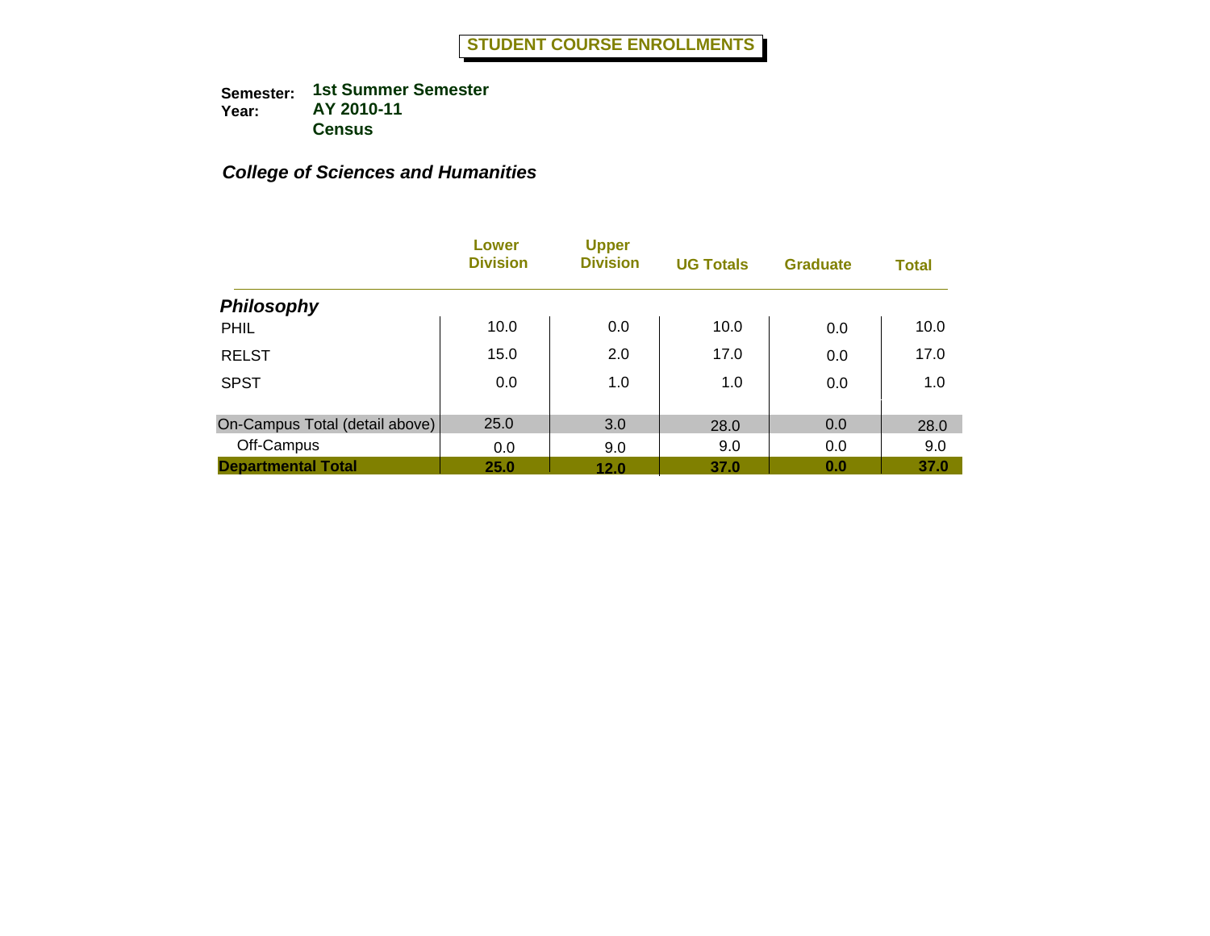# STUDENT COURSE ENROLLMENTS

**Semester:** **1st Summer Semester**
**Year:** **AY 2010-11**
**Census**

## *College of Sciences and Humanities*

| | Lower Division | Upper Division | UG Totals | Graduate | Total |
|---|---|---|---|---|---|
| ***Philosophy*** | | | | | |
| PHIL | 10.0 | 0.0 | 10.0 | 0.0 | 10.0 |
| RELST | 15.0 | 2.0 | 17.0 | 0.0 | 17.0 |
| SPST | 0.0 | 1.0 | 1.0 | 0.0 | 1.0 |
| On-Campus Total (detail above) | 25.0 | 3.0 | 28.0 | 0.0 | 28.0 |
| Off-Campus | 0.0 | 9.0 | 9.0 | 0.0 | 9.0 |
| **Departmental Total** | **25.0** | **12.0** | **37.0** | **0.0** | **37.0** |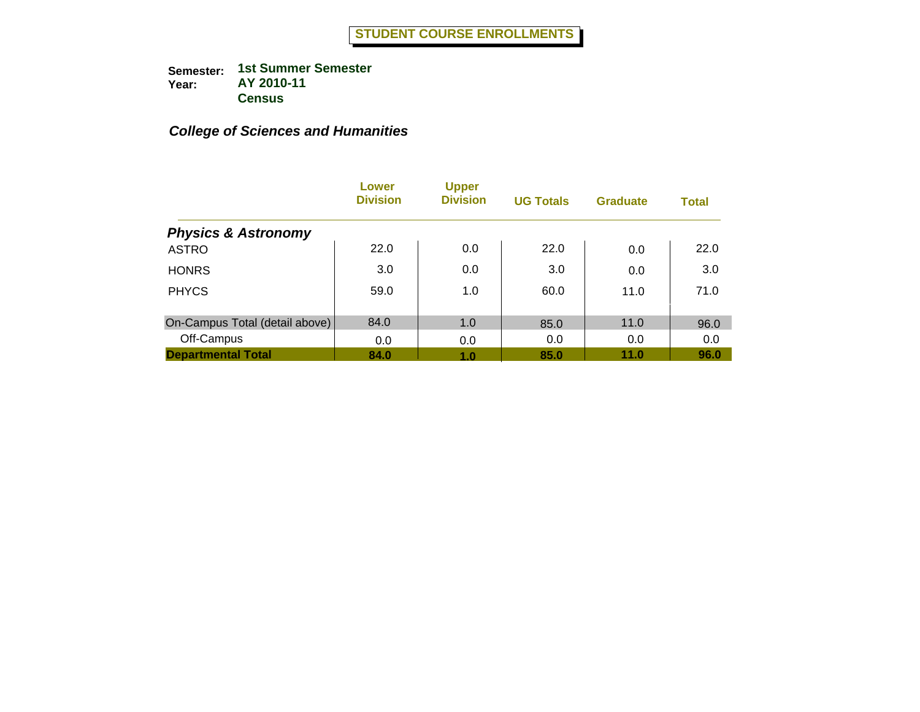# STUDENT COURSE ENROLLMENTS

**Semester:** 1st Summer Semester
**Year:** AY 2010-11
**Census**

***College of Sciences and Humanities***

| | Lower Division | Upper Division | UG Totals | Graduate | Total |
|---|---|---|---|---|---|
| ***Physics & Astronomy*** | | | | | |
| ASTRO | 22.0 | 0.0 | 22.0 | 0.0 | 22.0 |
| HONRS | 3.0 | 0.0 | 3.0 | 0.0 | 3.0 |
| PHYCS | 59.0 | 1.0 | 60.0 | 11.0 | 71.0 |
| On-Campus Total (detail above) | 84.0 | 1.0 | 85.0 | 11.0 | 96.0 |
| Off-Campus | 0.0 | 0.0 | 0.0 | 0.0 | 0.0 |
| **Departmental Total** | **84.0** | **1.0** | **85.0** | **11.0** | **96.0** |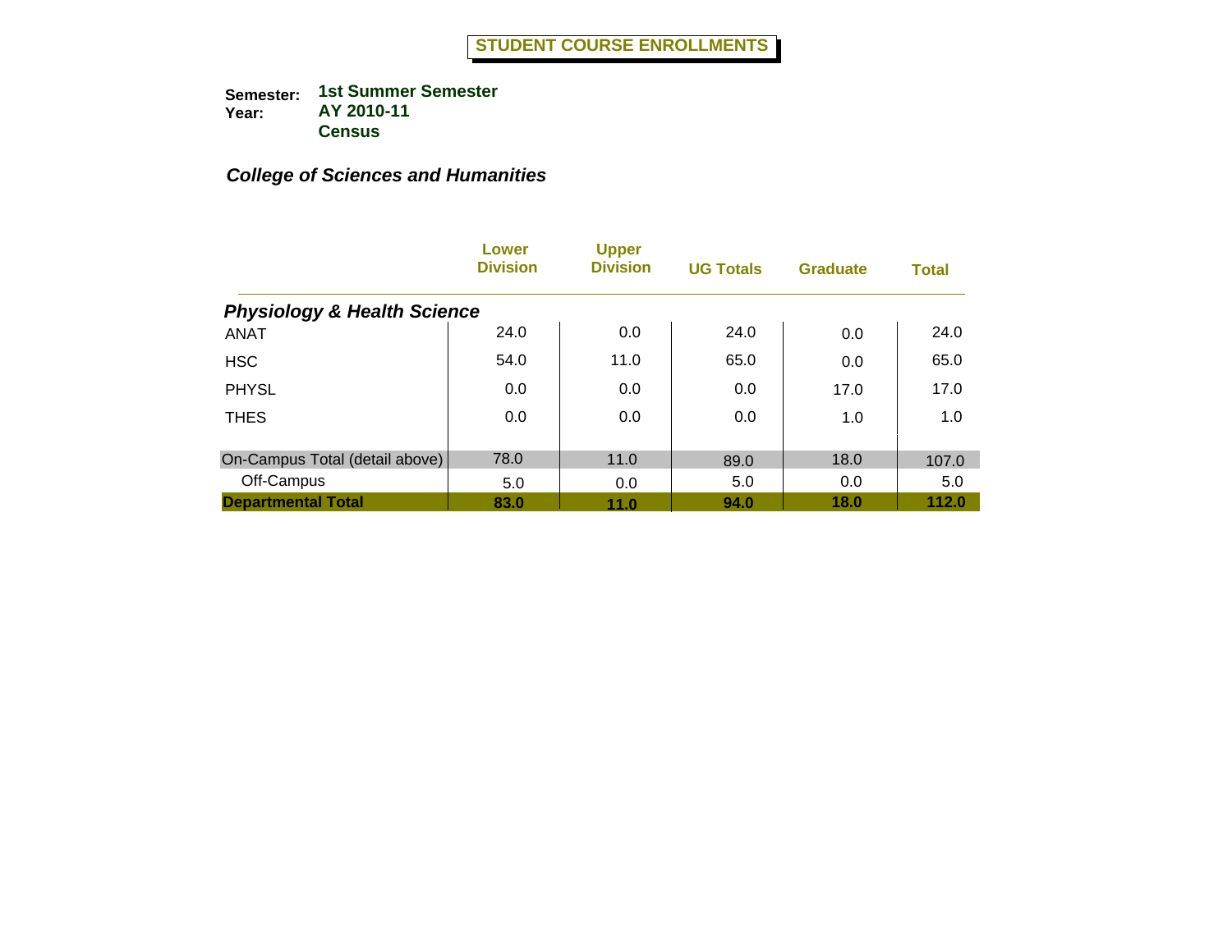# STUDENT COURSE ENROLLMENTS

**Semester:** 1st Summer Semester
**Year:** AY 2010-11
**Census**

***College of Sciences and Humanities***

| | Lower Division | Upper Division | UG Totals | Graduate | Total |
|---|---|---|---|---|---|
| ***Physiology & Health Science*** | | | | | |
| ANAT | 24.0 | 0.0 | 24.0 | 0.0 | 24.0 |
| HSC | 54.0 | 11.0 | 65.0 | 0.0 | 65.0 |
| PHYSL | 0.0 | 0.0 | 0.0 | 17.0 | 17.0 |
| THES | 0.0 | 0.0 | 0.0 | 1.0 | 1.0 |
| On-Campus Total (detail above) | 78.0 | 11.0 | 89.0 | 18.0 | 107.0 |
| Off-Campus | 5.0 | 0.0 | 5.0 | 0.0 | 5.0 |
| **Departmental Total** | **83.0** | **11.0** | **94.0** | **18.0** | **112.0** |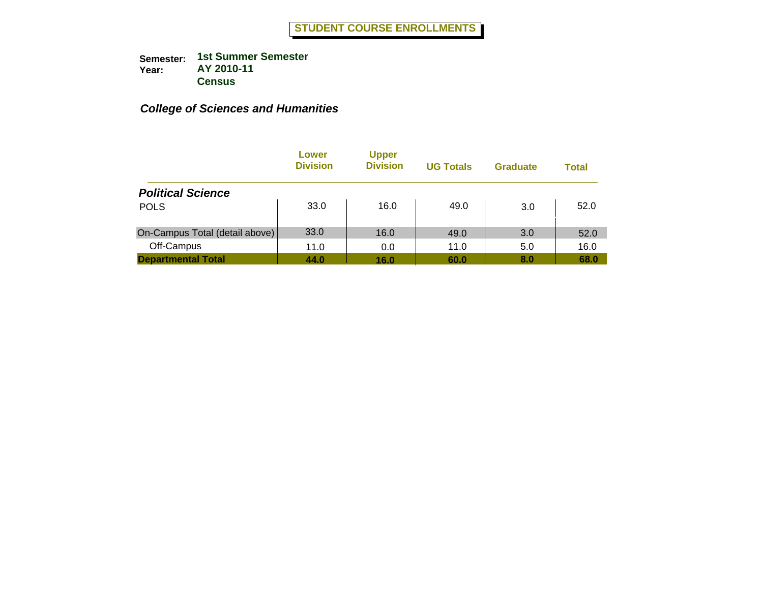# STUDENT COURSE ENROLLMENTS

**Semester:** 1st Summer Semester
**Year:** AY 2010-11
**Census**

***College of Sciences and Humanities***

| | Lower Division | Upper Division | UG Totals | Graduate | Total |
|---|---|---|---|---|---|
| ***Political Science*** | | | | | |
| POLS | 33.0 | 16.0 | 49.0 | 3.0 | 52.0 |
| On-Campus Total (detail above) | 33.0 | 16.0 | 49.0 | 3.0 | 52.0 |
| Off-Campus | 11.0 | 0.0 | 11.0 | 5.0 | 16.0 |
| **Departmental Total** | **44.0** | **16.0** | **60.0** | **8.0** | **68.0** |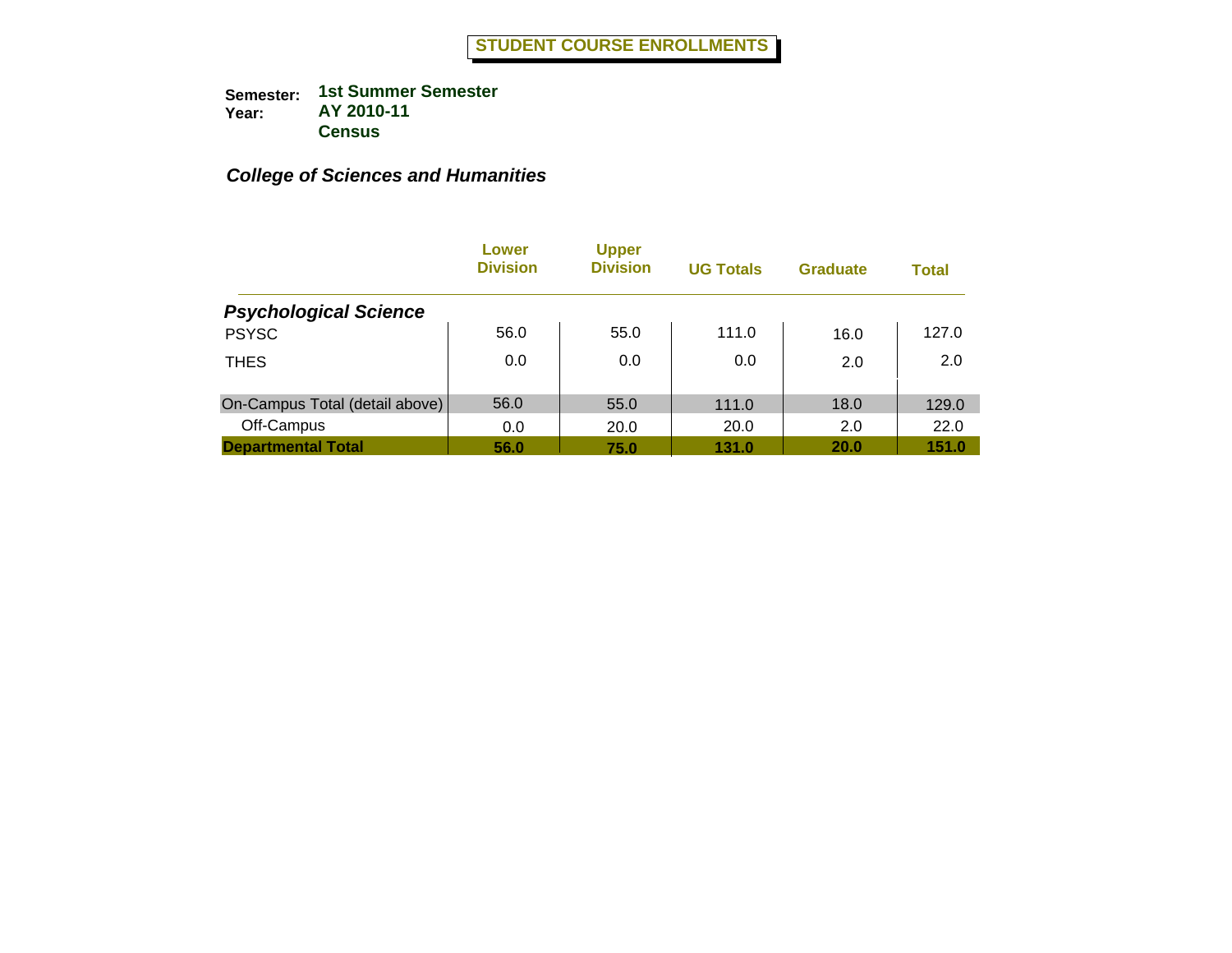# STUDENT COURSE ENROLLMENTS

**Semester:** **1st Summer Semester**
**Year:** **AY 2010-11**
**Census**

***College of Sciences and Humanities***

| | Lower Division | Upper Division | UG Totals | Graduate | Total |
|---|---|---|---|---|---|
| ***Psychological Science*** | | | | | |
| PSYSC | 56.0 | 55.0 | 111.0 | 16.0 | 127.0 |
| THES | 0.0 | 0.0 | 0.0 | 2.0 | 2.0 |
| On-Campus Total (detail above) | 56.0 | 55.0 | 111.0 | 18.0 | 129.0 |
| Off-Campus | 0.0 | 20.0 | 20.0 | 2.0 | 22.0 |
| **Departmental Total** | **56.0** | **75.0** | **131.0** | **20.0** | **151.0** |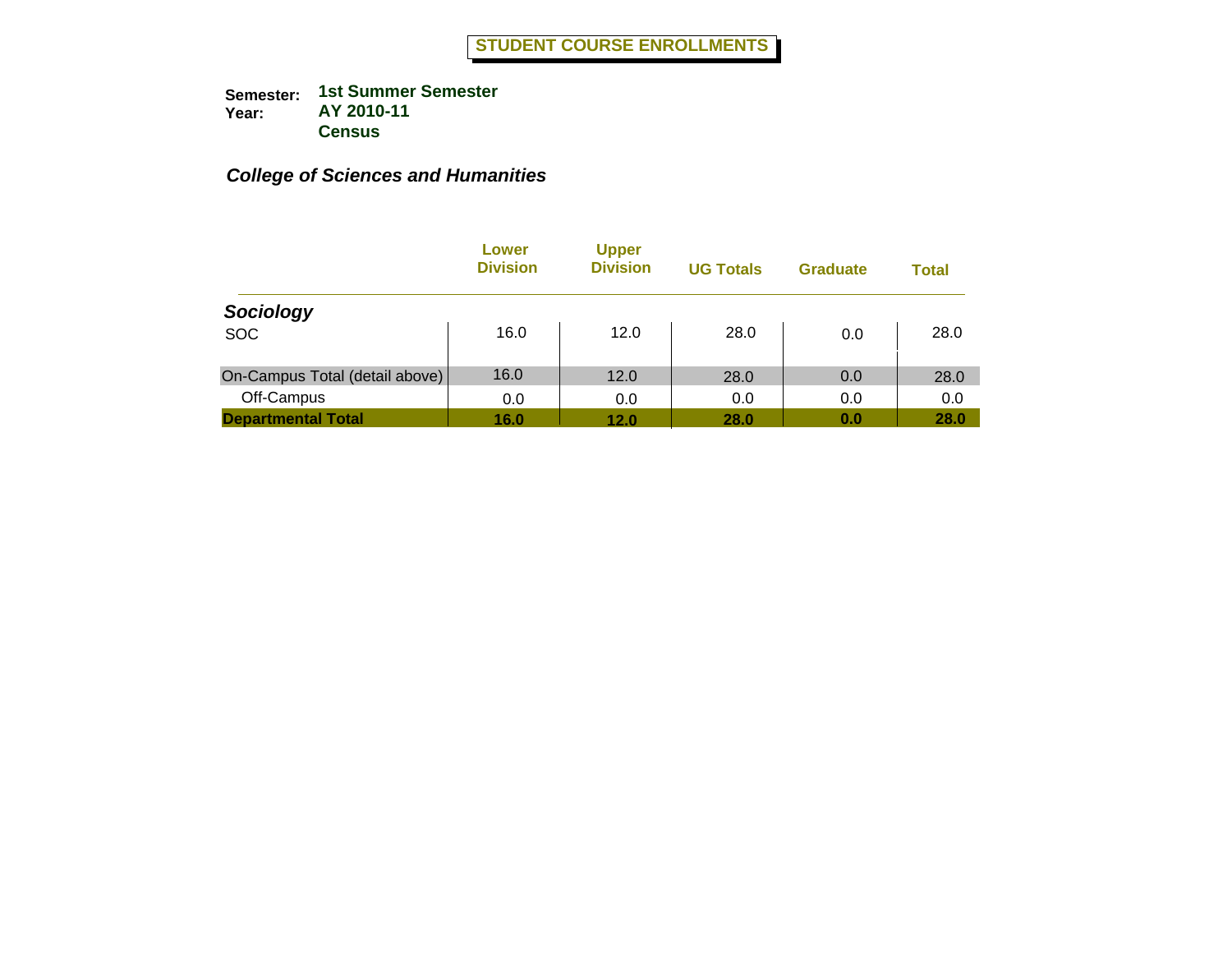# STUDENT COURSE ENROLLMENTS

**Semester:** 1st Summer Semester
**Year:** AY 2010-11
**Census**

***College of Sciences and Humanities***

| | Lower Division | Upper Division | UG Totals | Graduate | Total |
|---|---|---|---|---|---|
| ***Sociology*** | | | | | |
| SOC | 16.0 | 12.0 | 28.0 | 0.0 | 28.0 |
| On-Campus Total (detail above) | 16.0 | 12.0 | 28.0 | 0.0 | 28.0 |
| Off-Campus | 0.0 | 0.0 | 0.0 | 0.0 | 0.0 |
| **Departmental Total** | **16.0** | **12.0** | **28.0** | **0.0** | **28.0** |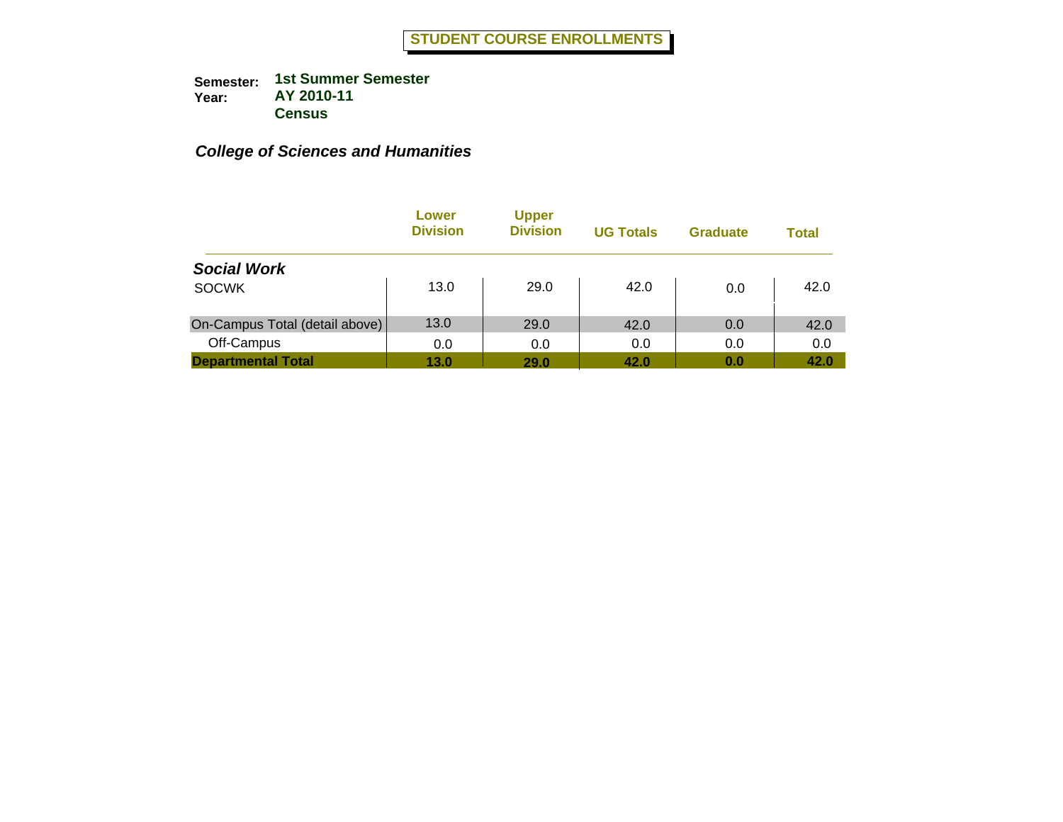# STUDENT COURSE ENROLLMENTS

**Semester:** 1st Summer Semester
**Year:** AY 2010-11
**Census**

## *College of Sciences and Humanities*

| | Lower Division | Upper Division | UG Totals | Graduate | Total |
|---|---|---|---|---|---|
| ***Social Work*** | | | | | |
| SOCWK | 13.0 | 29.0 | 42.0 | 0.0 | 42.0 |
| On-Campus Total (detail above) | 13.0 | 29.0 | 42.0 | 0.0 | 42.0 |
| Off-Campus | 0.0 | 0.0 | 0.0 | 0.0 | 0.0 |
| **Departmental Total** | **13.0** | **29.0** | **42.0** | **0.0** | **42.0** |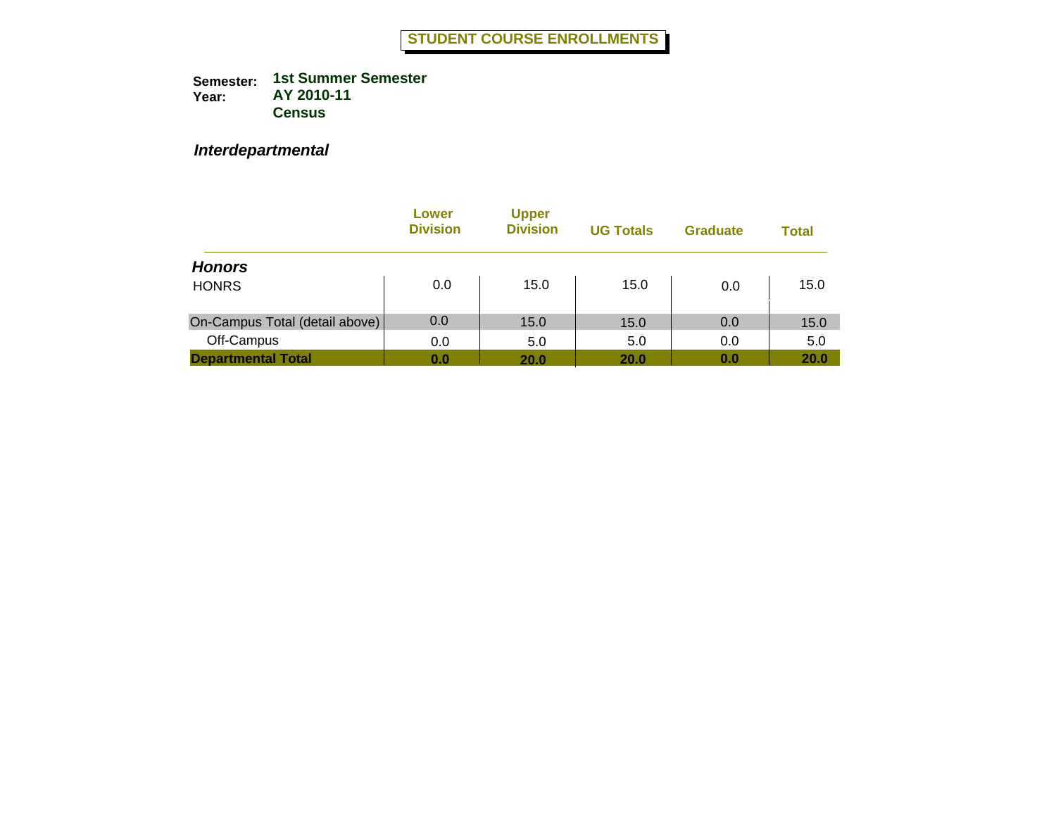# STUDENT COURSE ENROLLMENTS

**Semester:** **1st Summer Semester**
**Year:** **AY 2010-11**
**Census**

***Interdepartmental***

| | Lower Division | Upper Division | UG Totals | Graduate | Total |
|---|---|---|---|---|---|
| ***Honors*** | | | | | |
| HONRS | 0.0 | 15.0 | 15.0 | 0.0 | 15.0 |
| On-Campus Total (detail above) | 0.0 | 15.0 | 15.0 | 0.0 | 15.0 |
| Off-Campus | 0.0 | 5.0 | 5.0 | 0.0 | 5.0 |
| **Departmental Total** | **0.0** | **20.0** | **20.0** | **0.0** | **20.0** |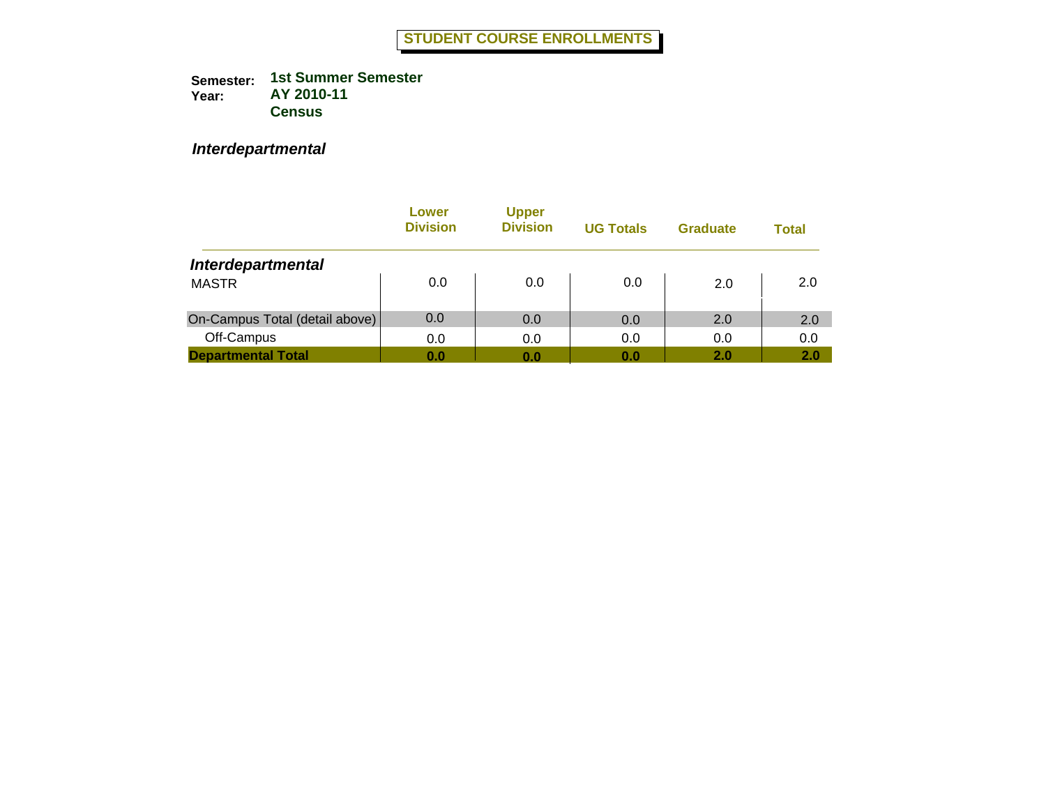# STUDENT COURSE ENROLLMENTS

**Semester:** **1st Summer Semester**
**Year:** **AY 2010-11**
**Census**

***Interdepartmental***

| | Lower Division | Upper Division | UG Totals | Graduate | Total |
|---|---|---|---|---|---|
| ***Interdepartmental*** | | | | | |
| MASTR | 0.0 | 0.0 | 0.0 | 2.0 | 2.0 |
| On-Campus Total (detail above) | 0.0 | 0.0 | 0.0 | 2.0 | 2.0 |
| Off-Campus | 0.0 | 0.0 | 0.0 | 0.0 | 0.0 |
| **Departmental Total** | **0.0** | **0.0** | **0.0** | **2.0** | **2.0** |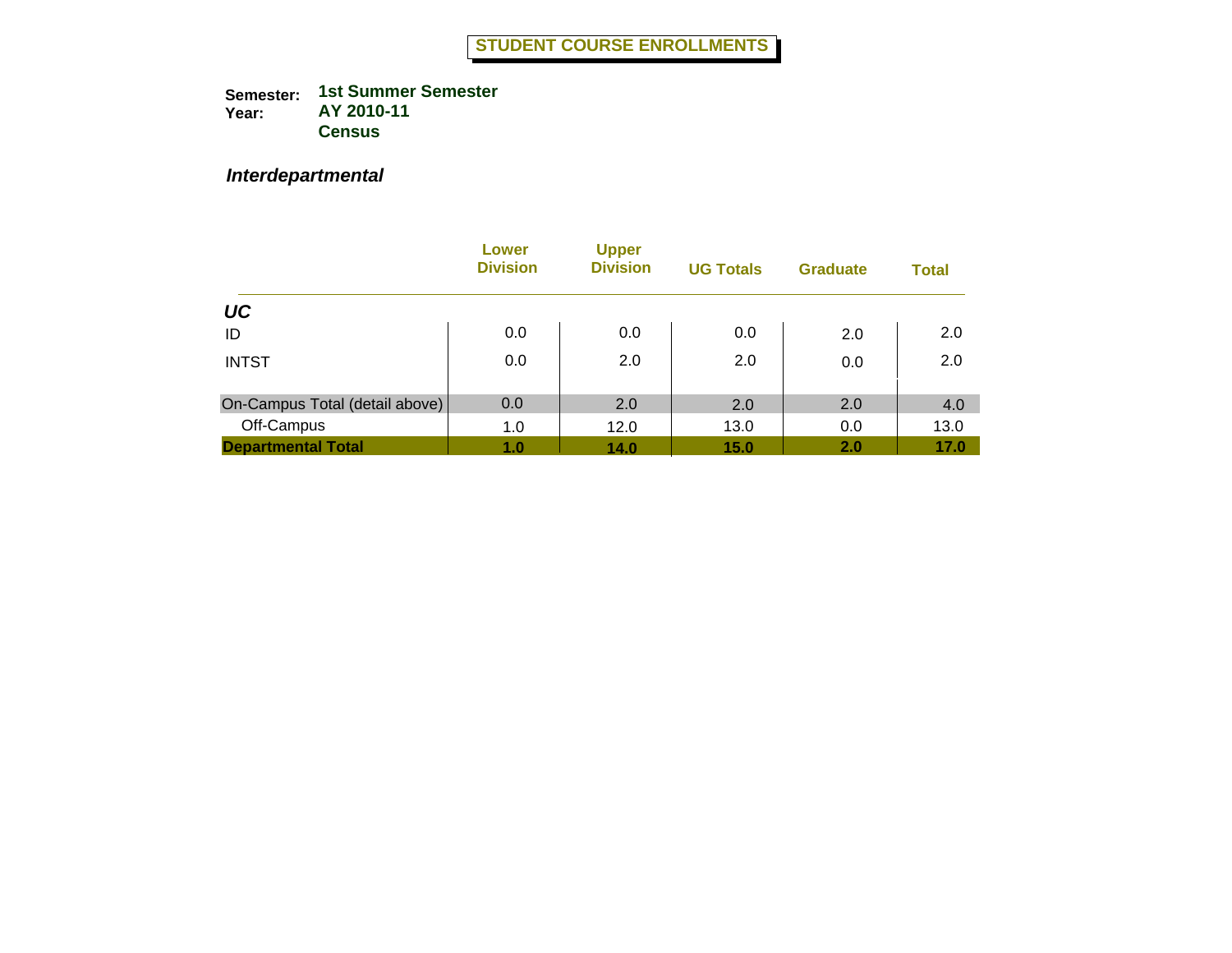# STUDENT COURSE ENROLLMENTS

**Semester:** 1st Summer Semester
**Year:** AY 2010-11
**Census**

## *Interdepartmental*

| | Lower Division | Upper Division | UG Totals | Graduate | Total |
|---|---|---|---|---|---|
| ***UC*** | | | | | |
| ID | 0.0 | 0.0 | 0.0 | 2.0 | 2.0 |
| INTST | 0.0 | 2.0 | 2.0 | 0.0 | 2.0 |
| On-Campus Total (detail above) | 0.0 | 2.0 | 2.0 | 2.0 | 4.0 |
| Off-Campus | 1.0 | 12.0 | 13.0 | 0.0 | 13.0 |
| **Departmental Total** | **1.0** | **14.0** | **15.0** | **2.0** | **17.0** |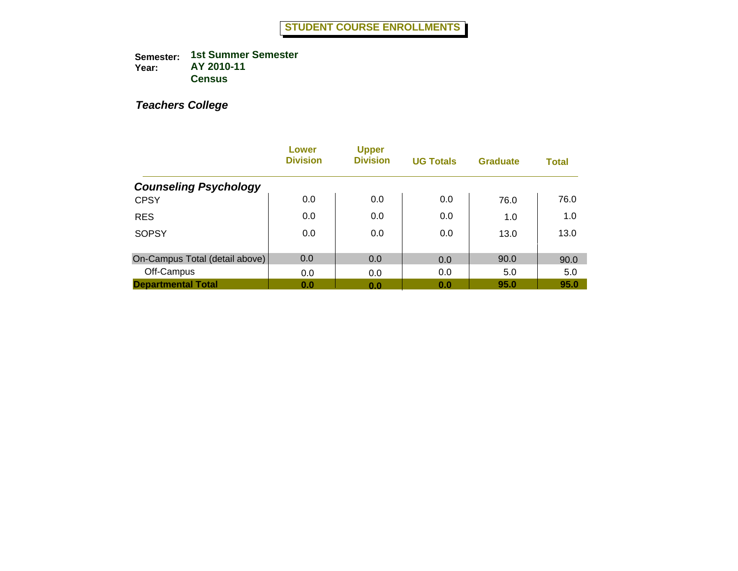# STUDENT COURSE ENROLLMENTS

**Semester:** **1st Summer Semester**
**Year:** **AY 2010-11**
**Census**

***Teachers College***

| | Lower Division | Upper Division | UG Totals | Graduate | Total |
|---|---|---|---|---|---|
| ***Counseling Psychology*** | | | | | |
| CPSY | 0.0 | 0.0 | 0.0 | 76.0 | 76.0 |
| RES | 0.0 | 0.0 | 0.0 | 1.0 | 1.0 |
| SOPSY | 0.0 | 0.0 | 0.0 | 13.0 | 13.0 |
| On-Campus Total (detail above) | 0.0 | 0.0 | 0.0 | 90.0 | 90.0 |
| Off-Campus | 0.0 | 0.0 | 0.0 | 5.0 | 5.0 |
| **Departmental Total** | **0.0** | **0.0** | **0.0** | **95.0** | **95.0** |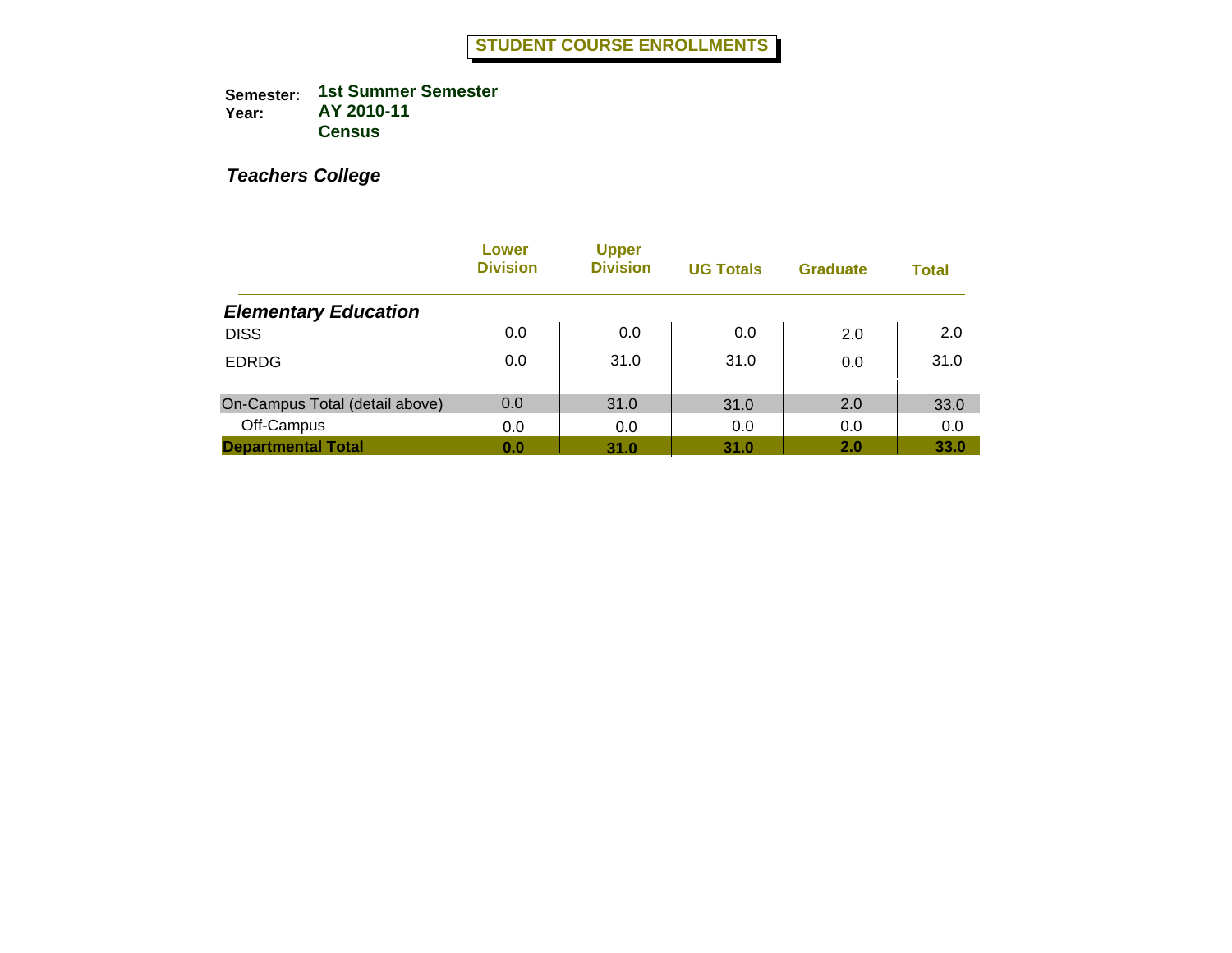## STUDENT COURSE ENROLLMENTS

**Semester:** 1st Summer Semester
**Year:** AY 2010-11
**Census**

### *Teachers College*

| | Lower Division | Upper Division | UG Totals | Graduate | Total |
|---|---|---|---|---|---|
| ***Elementary Education*** | | | | | |
| DISS | 0.0 | 0.0 | 0.0 | 2.0 | 2.0 |
| EDRDG | 0.0 | 31.0 | 31.0 | 0.0 | 31.0 |
| On-Campus Total (detail above) | 0.0 | 31.0 | 31.0 | 2.0 | 33.0 |
| Off-Campus | 0.0 | 0.0 | 0.0 | 0.0 | 0.0 |
| **Departmental Total** | **0.0** | **31.0** | **31.0** | **2.0** | **33.0** |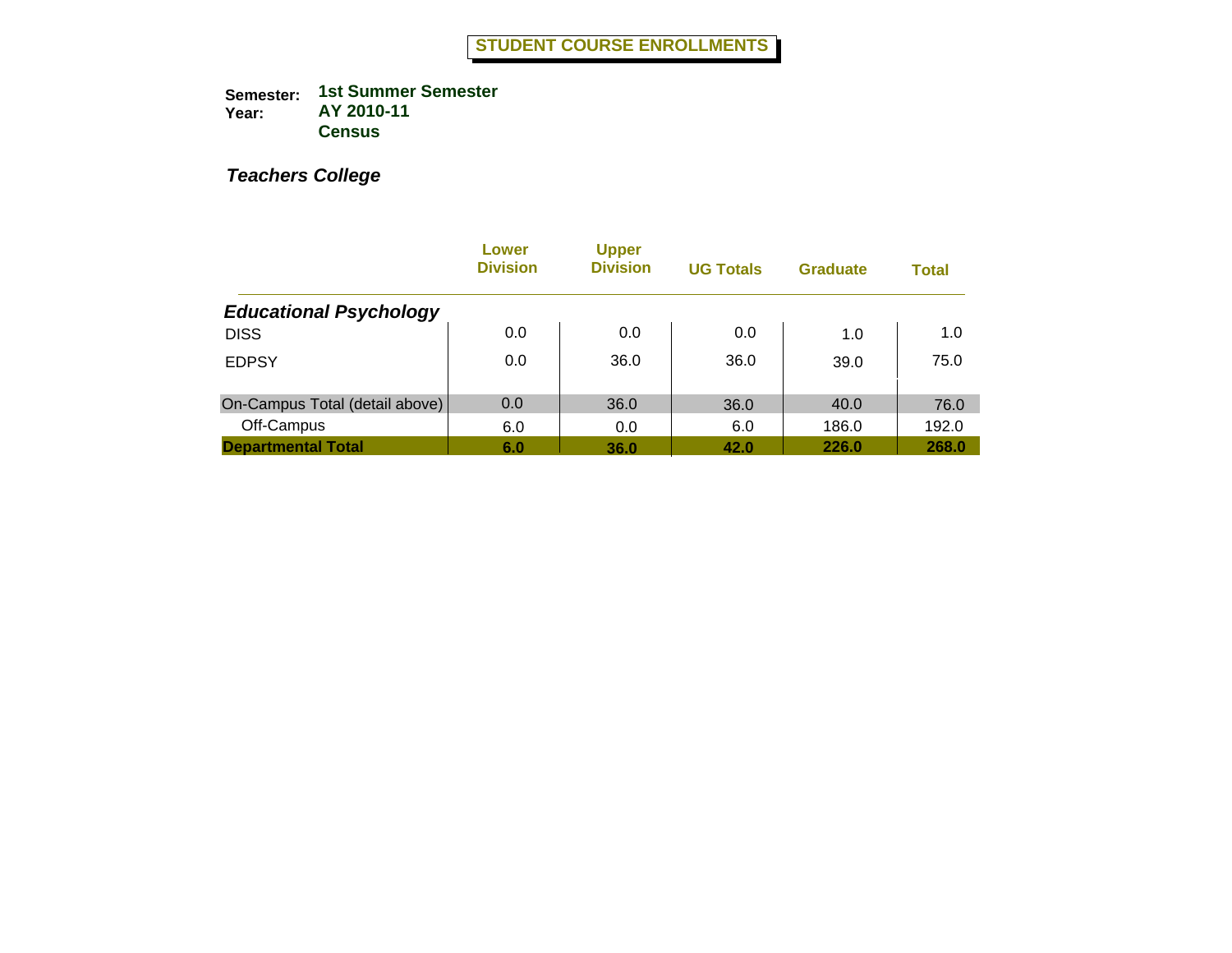# STUDENT COURSE ENROLLMENTS

**Semester:** 1st Summer Semester
**Year:** AY 2010-11
**Census**

***Teachers College***

| | Lower Division | Upper Division | UG Totals | Graduate | Total |
|---|---|---|---|---|---|
| ***Educational Psychology*** | | | | | |
| DISS | 0.0 | 0.0 | 0.0 | 1.0 | 1.0 |
| EDPSY | 0.0 | 36.0 | 36.0 | 39.0 | 75.0 |
| On-Campus Total (detail above) | 0.0 | 36.0 | 36.0 | 40.0 | 76.0 |
| Off-Campus | 6.0 | 0.0 | 6.0 | 186.0 | 192.0 |
| **Departmental Total** | **6.0** | **36.0** | **42.0** | **226.0** | **268.0** |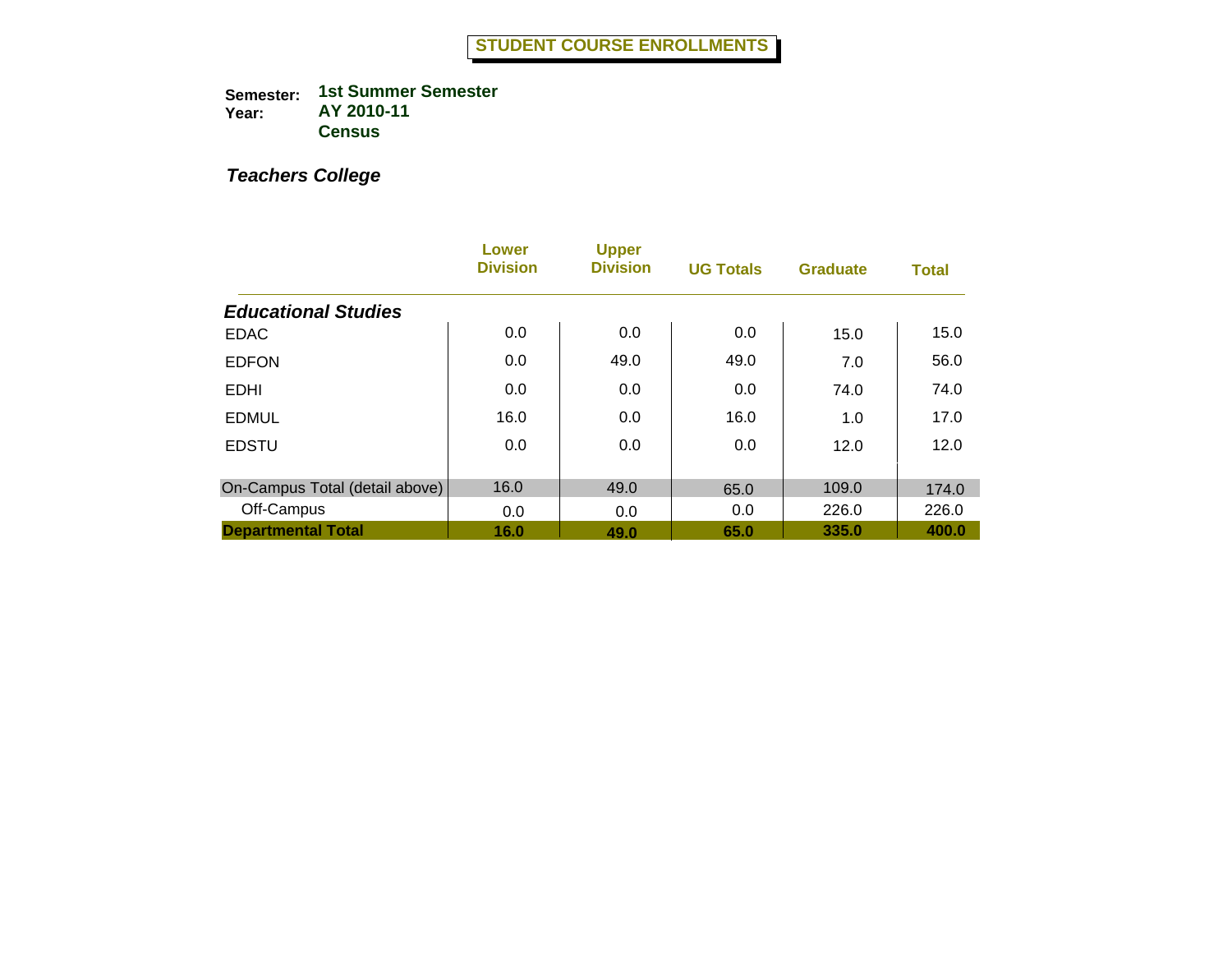# STUDENT COURSE ENROLLMENTS

**Semester:** 1st Summer Semester
**Year:** AY 2010-11
**Census**

## *Teachers College*

| | Lower Division | Upper Division | UG Totals | Graduate | Total |
|---|---|---|---|---|---|
| ***Educational Studies*** | | | | | |
| EDAC | 0.0 | 0.0 | 0.0 | 15.0 | 15.0 |
| EDFON | 0.0 | 49.0 | 49.0 | 7.0 | 56.0 |
| EDHI | 0.0 | 0.0 | 0.0 | 74.0 | 74.0 |
| EDMUL | 16.0 | 0.0 | 16.0 | 1.0 | 17.0 |
| EDSTU | 0.0 | 0.0 | 0.0 | 12.0 | 12.0 |
| On-Campus Total (detail above) | 16.0 | 49.0 | 65.0 | 109.0 | 174.0 |
| Off-Campus | 0.0 | 0.0 | 0.0 | 226.0 | 226.0 |
| **Departmental Total** | **16.0** | **49.0** | **65.0** | **335.0** | **400.0** |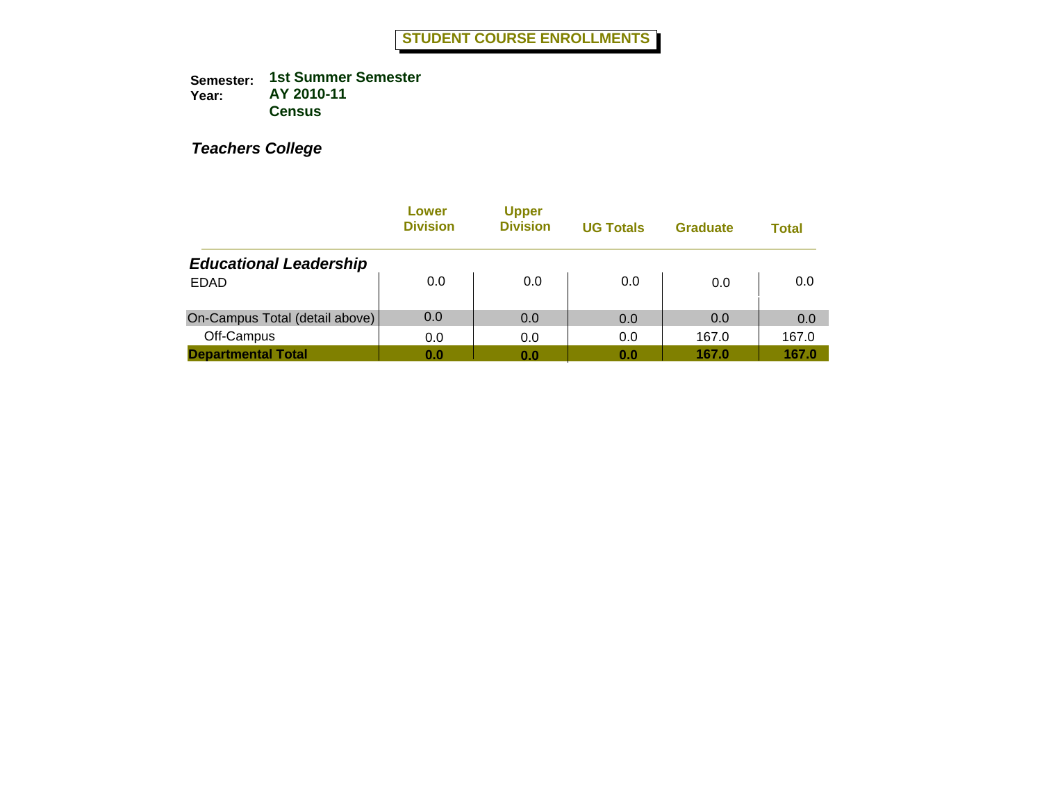# STUDENT COURSE ENROLLMENTS

**Semester:** **1st Summer Semester**
**Year:** **AY 2010-11**
**Census**

***Teachers College***

| | Lower Division | Upper Division | UG Totals | Graduate | Total |
|---|---|---|---|---|---|
| ***Educational Leadership*** | | | | | |
| EDAD | 0.0 | 0.0 | 0.0 | 0.0 | 0.0 |
| On-Campus Total (detail above) | 0.0 | 0.0 | 0.0 | 0.0 | 0.0 |
| Off-Campus | 0.0 | 0.0 | 0.0 | 167.0 | 167.0 |
| **Departmental Total** | **0.0** | **0.0** | **0.0** | **167.0** | **167.0** |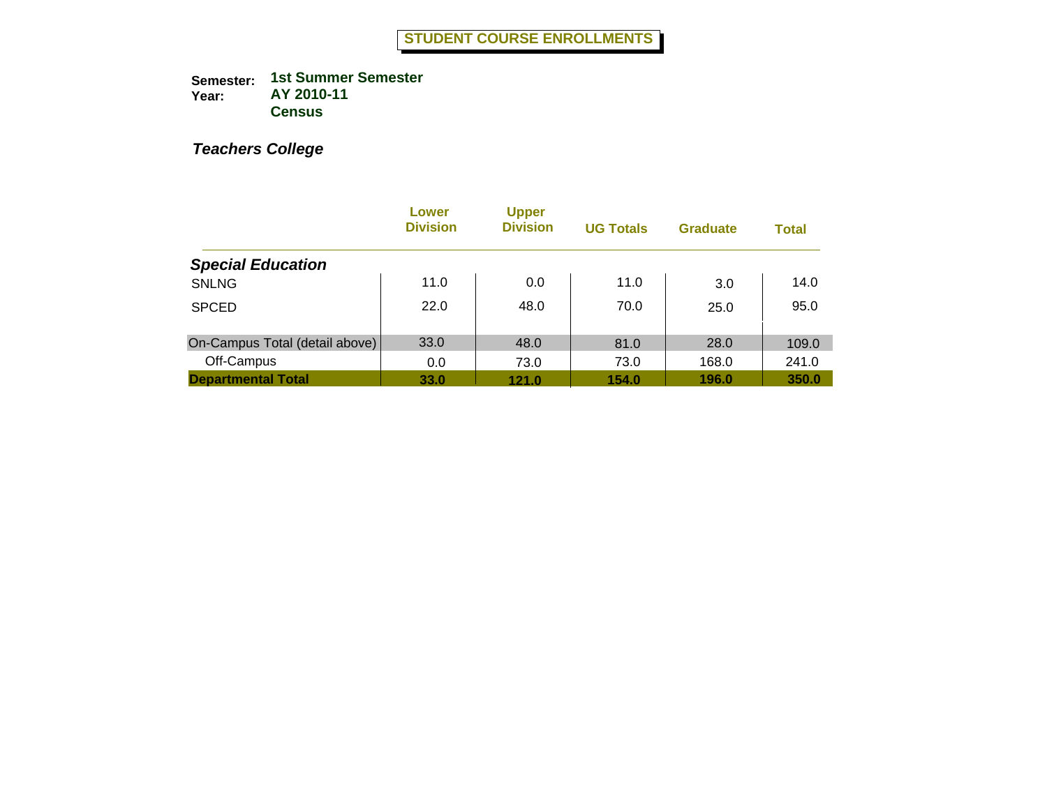# STUDENT COURSE ENROLLMENTS

**Semester:** 1st Summer Semester
**Year:** AY 2010-11
**Census**

***Teachers College***

| | Lower Division | Upper Division | UG Totals | Graduate | Total |
|---|---|---|---|---|---|
| ***Special Education*** | | | | | |
| SNLNG | 11.0 | 0.0 | 11.0 | 3.0 | 14.0 |
| SPCED | 22.0 | 48.0 | 70.0 | 25.0 | 95.0 |
| On-Campus Total (detail above) | 33.0 | 48.0 | 81.0 | 28.0 | 109.0 |
| Off-Campus | 0.0 | 73.0 | 73.0 | 168.0 | 241.0 |
| **Departmental Total** | **33.0** | **121.0** | **154.0** | **196.0** | **350.0** |